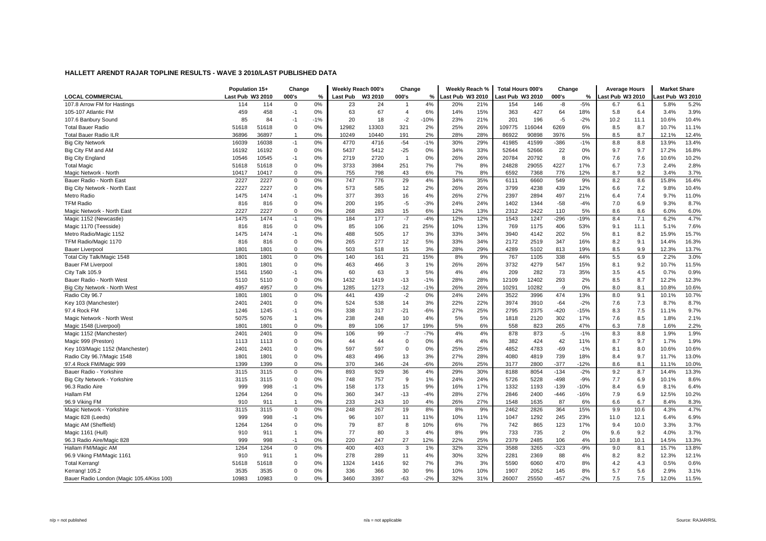## HALLETT ARENDT RAJAR TOPLINE RESULTS - WAVE 3 2010/LAST PUBLISHED DATA

| | Population 15+ | | Change | | Weekly Reach 000's | | Change | | Weekly Reach % | | Total Hours 000's | | Change | | Average Hours | | Market Share | |
|---|---|---|---|---|---|---|---|---|---|---|---|---|---|---|---|---|---|---|
| LOCAL COMMERCIAL | Last Pub | W3 2010 | 000's | % | Last Pub | W3 2010 | 000's | % | Last Pub | W3 2010 | Last Pub | W3 2010 | 000's | % | Last Pub | W3 2010 | Last Pub | W3 2010 |
| 107.8 Arrow FM for Hastings | 114 | 114 | 0 | 0% | 23 | 24 | 1 | 4% | 20% | 21% | 154 | 146 | -8 | -5% | 6.7 | 6.1 | 5.8% | 5.2% |
| 105-107 Atlantic FM | 459 | 458 | -1 | 0% | 63 | 67 | 4 | 6% | 14% | 15% | 363 | 427 | 64 | 18% | 5.8 | 6.4 | 3.4% | 3.9% |
| 107.6 Banbury Sound | 85 | 84 | -1 | -1% | 20 | 18 | -2 | -10% | 23% | 21% | 201 | 196 | -5 | -2% | 10.2 | 11.1 | 10.6% | 10.4% |
| Total Bauer Radio | 51618 | 51618 | 0 | 0% | 12982 | 13303 | 321 | 2% | 25% | 26% | 109775 | 116044 | 6269 | 6% | 8.5 | 8.7 | 10.7% | 11.1% |
| Total Bauer Radio ILR | 36896 | 36897 | 1 | 0% | 10249 | 10440 | 191 | 2% | 28% | 28% | 86922 | 90898 | 3976 | 5% | 8.5 | 8.7 | 12.1% | 12.4% |
| Big City Network | 16039 | 16038 | -1 | 0% | 4770 | 4716 | -54 | -1% | 30% | 29% | 41985 | 41599 | -386 | -1% | 8.8 | 8.8 | 13.9% | 13.4% |
| Big City FM and AM | 16192 | 16192 | 0 | 0% | 5437 | 5412 | -25 | 0% | 34% | 33% | 52644 | 52666 | 22 | 0% | 9.7 | 9.7 | 17.2% | 16.8% |
| Big City England | 10546 | 10545 | -1 | 0% | 2719 | 2720 | 1 | 0% | 26% | 26% | 20784 | 20792 | 8 | 0% | 7.6 | 7.6 | 10.6% | 10.2% |
| Total Magic | 51618 | 51618 | 0 | 0% | 3733 | 3984 | 251 | 7% | 7% | 8% | 24828 | 29055 | 4227 | 17% | 6.7 | 7.3 | 2.4% | 2.8% |
| Magic Network - North | 10417 | 10417 | 0 | 0% | 755 | 798 | 43 | 6% | 7% | 8% | 6592 | 7368 | 776 | 12% | 8.7 | 9.2 | 3.4% | 3.7% |
| Bauer Radio - North East | 2227 | 2227 | 0 | 0% | 747 | 776 | 29 | 4% | 34% | 35% | 6111 | 6660 | 549 | 9% | 8.2 | 8.6 | 15.8% | 16.4% |
| Big City Network - North East | 2227 | 2227 | 0 | 0% | 573 | 585 | 12 | 2% | 26% | 26% | 3799 | 4238 | 439 | 12% | 6.6 | 7.2 | 9.8% | 10.4% |
| Metro Radio | 1475 | 1474 | -1 | 0% | 377 | 393 | 16 | 4% | 26% | 27% | 2397 | 2894 | 497 | 21% | 6.4 | 7.4 | 9.7% | 11.0% |
| TFM Radio | 816 | 816 | 0 | 0% | 200 | 195 | -5 | -3% | 24% | 24% | 1402 | 1344 | -58 | -4% | 7.0 | 6.9 | 9.3% | 8.7% |
| Magic Network - North East | 2227 | 2227 | 0 | 0% | 268 | 283 | 15 | 6% | 12% | 13% | 2312 | 2422 | 110 | 5% | 8.6 | 8.6 | 6.0% | 6.0% |
| Magic 1152 (Newcastle) | 1475 | 1474 | -1 | 0% | 184 | 177 | -7 | -4% | 12% | 12% | 1543 | 1247 | -296 | -19% | 8.4 | 7.1 | 6.2% | 4.7% |
| Magic 1170 (Teesside) | 816 | 816 | 0 | 0% | 85 | 106 | 21 | 25% | 10% | 13% | 769 | 1175 | 406 | 53% | 9.1 | 11.1 | 5.1% | 7.6% |
| Metro Radio/Magic 1152 | 1475 | 1474 | -1 | 0% | 488 | 505 | 17 | 3% | 33% | 34% | 3940 | 4142 | 202 | 5% | 8.1 | 8.2 | 15.9% | 15.7% |
| TFM Radio/Magic 1170 | 816 | 816 | 0 | 0% | 265 | 277 | 12 | 5% | 33% | 34% | 2172 | 2519 | 347 | 16% | 8.2 | 9.1 | 14.4% | 16.3% |
| Bauer Liverpool | 1801 | 1801 | 0 | 0% | 503 | 518 | 15 | 3% | 28% | 29% | 4289 | 5102 | 813 | 19% | 8.5 | 9.9 | 12.3% | 13.7% |
| Total City Talk/Magic 1548 | 1801 | 1801 | 0 | 0% | 140 | 161 | 21 | 15% | 8% | 9% | 767 | 1105 | 338 | 44% | 5.5 | 6.9 | 2.2% | 3.0% |
| Bauer FM Liverpool | 1801 | 1801 | 0 | 0% | 463 | 466 | 3 | 1% | 26% | 26% | 3732 | 4279 | 547 | 15% | 8.1 | 9.2 | 10.7% | 11.5% |
| City Talk 105.9 | 1561 | 1560 | -1 | 0% | 60 | 63 | 3 | 5% | 4% | 4% | 209 | 282 | 73 | 35% | 3.5 | 4.5 | 0.7% | 0.9% |
| Bauer Radio - North West | 5110 | 5110 | 0 | 0% | 1432 | 1419 | -13 | -1% | 28% | 28% | 12109 | 12402 | 293 | 2% | 8.5 | 8.7 | 12.2% | 12.3% |
| Big City Network - North West | 4957 | 4957 | 0 | 0% | 1285 | 1273 | -12 | -1% | 26% | 26% | 10291 | 10282 | -9 | 0% | 8.0 | 8.1 | 10.8% | 10.6% |
| Radio City 96.7 | 1801 | 1801 | 0 | 0% | 441 | 439 | -2 | 0% | 24% | 24% | 3522 | 3996 | 474 | 13% | 8.0 | 9.1 | 10.1% | 10.7% |
| Key 103 (Manchester) | 2401 | 2401 | 0 | 0% | 524 | 538 | 14 | 3% | 22% | 22% | 3974 | 3910 | -64 | -2% | 7.6 | 7.3 | 8.7% | 8.7% |
| 97.4 Rock FM | 1246 | 1245 | -1 | 0% | 338 | 317 | -21 | -6% | 27% | 25% | 2795 | 2375 | -420 | -15% | 8.3 | 7.5 | 11.1% | 9.7% |
| Magic Network - North West | 5075 | 5076 | 1 | 0% | 238 | 248 | 10 | 4% | 5% | 5% | 1818 | 2120 | 302 | 17% | 7.6 | 8.5 | 1.8% | 2.1% |
| Magic 1548 (Liverpool) | 1801 | 1801 | 0 | 0% | 89 | 106 | 17 | 19% | 5% | 6% | 558 | 823 | 265 | 47% | 6.3 | 7.8 | 1.6% | 2.2% |
| Magic 1152 (Manchester) | 2401 | 2401 | 0 | 0% | 106 | 99 | -7 | -7% | 4% | 4% | 878 | 873 | -5 | -1% | 8.3 | 8.8 | 1.9% | 1.9% |
| Magic 999 (Preston) | 1113 | 1113 | 0 | 0% | 44 | 44 | 0 | 0% | 4% | 4% | 382 | 424 | 42 | 11% | 8.7 | 9.7 | 1.7% | 1.9% |
| Key 103/Magic 1152 (Manchester) | 2401 | 2401 | 0 | 0% | 597 | 597 | 0 | 0% | 25% | 25% | 4852 | 4783 | -69 | -1% | 8.1 | 8.0 | 10.6% | 10.6% |
| Radio City 96.7/Magic 1548 | 1801 | 1801 | 0 | 0% | 483 | 496 | 13 | 3% | 27% | 28% | 4080 | 4819 | 739 | 18% | 8.4 | 9.7 | 11.7% | 13.0% |
| 97.4 Rock FM/Magic 999 | 1399 | 1399 | 0 | 0% | 370 | 346 | -24 | -6% | 26% | 25% | 3177 | 2800 | -377 | -12% | 8.6 | 8.1 | 11.1% | 10.0% |
| Bauer Radio - Yorkshire | 3115 | 3115 | 0 | 0% | 893 | 929 | 36 | 4% | 29% | 30% | 8188 | 8054 | -134 | -2% | 9.2 | 8.7 | 14.4% | 13.3% |
| Big City Network - Yorkshire | 3115 | 3115 | 0 | 0% | 748 | 757 | 9 | 1% | 24% | 24% | 5726 | 5228 | -498 | -9% | 7.7 | 6.9 | 10.1% | 8.6% |
| 96.3 Radio Aire | 999 | 998 | -1 | 0% | 158 | 173 | 15 | 9% | 16% | 17% | 1332 | 1193 | -139 | -10% | 8.4 | 6.9 | 8.1% | 6.4% |
| Hallam FM | 1264 | 1264 | 0 | 0% | 360 | 347 | -13 | -4% | 28% | 27% | 2846 | 2400 | -446 | -16% | 7.9 | 6.9 | 12.5% | 10.2% |
| 96.9 Viking FM | 910 | 911 | 1 | 0% | 233 | 243 | 10 | 4% | 26% | 27% | 1548 | 1635 | 87 | 6% | 6.6 | 6.7 | 8.4% | 8.3% |
| Magic Network - Yorkshire | 3115 | 3115 | 0 | 0% | 248 | 267 | 19 | 8% | 8% | 9% | 2462 | 2826 | 364 | 15% | 9.9 | 10.6 | 4.3% | 4.7% |
| Magic 828 (Leeds) | 999 | 998 | -1 | 0% | 96 | 107 | 11 | 11% | 10% | 11% | 1047 | 1292 | 245 | 23% | 11.0 | 12.1 | 6.4% | 6.9% |
| Magic AM (Sheffield) | 1264 | 1264 | 0 | 0% | 79 | 87 | 8 | 10% | 6% | 7% | 742 | 865 | 123 | 17% | 9.4 | 10.0 | 3.3% | 3.7% |
| Magic 1161 (Hull) | 910 | 911 | 1 | 0% | 77 | 80 | 3 | 4% | 8% | 9% | 733 | 735 | 2 | 0% | 9..6 | 9.2 | 4.0% | 3.7% |
| 96.3 Radio Aire/Magic 828 | 999 | 998 | -1 | 0% | 220 | 247 | 27 | 12% | 22% | 25% | 2379 | 2485 | 106 | 4% | 10.8 | 10.1 | 14.5% | 13.3% |
| Hallam FM/Magic AM | 1264 | 1264 | 0 | 0% | 400 | 403 | 3 | 1% | 32% | 32% | 3588 | 3265 | -323 | -9% | 9.0 | 8.1 | 15.7% | 13.8% |
| 96.9 Viking FM/Magic 1161 | 910 | 911 | 1 | 0% | 278 | 289 | 11 | 4% | 30% | 32% | 2281 | 2369 | 88 | 4% | 8.2 | 8.2 | 12.3% | 12.1% |
| Total Kerrang! | 51618 | 51618 | 0 | 0% | 1324 | 1416 | 92 | 7% | 3% | 3% | 5590 | 6060 | 470 | 8% | 4.2 | 4.3 | 0.5% | 0.6% |
| Kerrang! 105.2 | 3535 | 3535 | 0 | 0% | 336 | 366 | 30 | 9% | 10% | 10% | 1907 | 2052 | 145 | 8% | 5.7 | 5.6 | 2.9% | 3.1% |
| Bauer Radio London (Magic 105.4/Kiss 100) | 10983 | 10983 | 0 | 0% | 3460 | 3397 | -63 | -2% | 32% | 31% | 26007 | 25550 | -457 | -2% | 7.5 | 7.5 | 12.0% | 11.5% |

n/p = not published n/a = not applicable Source: RAJAR/RSL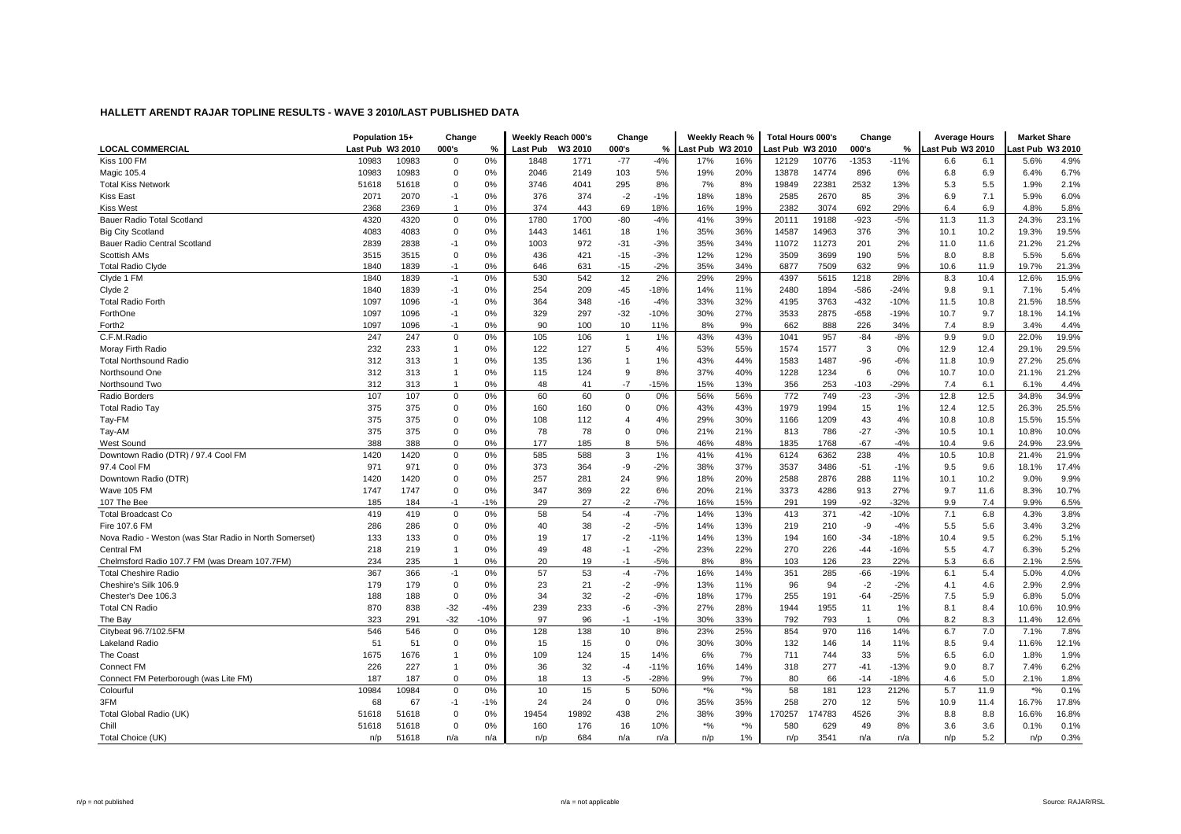## HALLETT ARENDT RAJAR TOPLINE RESULTS - WAVE 3 2010/LAST PUBLISHED DATA

| LOCAL COMMERCIAL | Population 15+ | | Change | | Weekly Reach 000's | | Change | | Weekly Reach % | | Total Hours 000's | | Change | | Average Hours | | Market Share | |
|---|---|---|---|---|---|---|---|---|---|---|---|---|---|---|---|---|---|---|
| | Last Pub | W3 2010 | 000's | % | Last Pub | W3 2010 | 000's | % | Last Pub | W3 2010 | Last Pub | W3 2010 | 000's | % | Last Pub | W3 2010 | Last Pub | W3 2010 |
| Kiss 100 FM | 10983 | 10983 | 0 | 0% | 1848 | 1771 | -77 | -4% | 17% | 16% | 12129 | 10776 | -1353 | -11% | 6.6 | 6.1 | 5.6% | 4.9% |
| Magic 105.4 | 10983 | 10983 | 0 | 0% | 2046 | 2149 | 103 | 5% | 19% | 20% | 13878 | 14774 | 896 | 6% | 6.8 | 6.9 | 6.4% | 6.7% |
| Total Kiss Network | 51618 | 51618 | 0 | 0% | 3746 | 4041 | 295 | 8% | 7% | 8% | 19849 | 22381 | 2532 | 13% | 5.3 | 5.5 | 1.9% | 2.1% |
| Kiss East | 2071 | 2070 | -1 | 0% | 376 | 374 | -2 | -1% | 18% | 18% | 2585 | 2670 | 85 | 3% | 6.9 | 7.1 | 5.9% | 6.0% |
| Kiss West | 2368 | 2369 | 1 | 0% | 374 | 443 | 69 | 18% | 16% | 19% | 2382 | 3074 | 692 | 29% | 6.4 | 6.9 | 4.8% | 5.8% |
| Bauer Radio Total Scotland | 4320 | 4320 | 0 | 0% | 1780 | 1700 | -80 | -4% | 41% | 39% | 20111 | 19188 | -923 | -5% | 11.3 | 11.3 | 24.3% | 23.1% |
| Big City Scotland | 4083 | 4083 | 0 | 0% | 1443 | 1461 | 18 | 1% | 35% | 36% | 14587 | 14963 | 376 | 3% | 10.1 | 10.2 | 19.3% | 19.5% |
| Bauer Radio Central Scotland | 2839 | 2838 | -1 | 0% | 1003 | 972 | -31 | -3% | 35% | 34% | 11072 | 11273 | 201 | 2% | 11.0 | 11.6 | 21.2% | 21.2% |
| Scottish AMs | 3515 | 3515 | 0 | 0% | 436 | 421 | -15 | -3% | 12% | 12% | 3509 | 3699 | 190 | 5% | 8.0 | 8.8 | 5.5% | 5.6% |
| Total Radio Clyde | 1840 | 1839 | -1 | 0% | 646 | 631 | -15 | -2% | 35% | 34% | 6877 | 7509 | 632 | 9% | 10.6 | 11.9 | 19.7% | 21.3% |
| Clyde 1 FM | 1840 | 1839 | -1 | 0% | 530 | 542 | 12 | 2% | 29% | 29% | 4397 | 5615 | 1218 | 28% | 8.3 | 10.4 | 12.6% | 15.9% |
| Clyde 2 | 1840 | 1839 | -1 | 0% | 254 | 209 | -45 | -18% | 14% | 11% | 2480 | 1894 | -586 | -24% | 9.8 | 9.1 | 7.1% | 5.4% |
| Total Radio Forth | 1097 | 1096 | -1 | 0% | 364 | 348 | -16 | -4% | 33% | 32% | 4195 | 3763 | -432 | -10% | 11.5 | 10.8 | 21.5% | 18.5% |
| ForthOne | 1097 | 1096 | -1 | 0% | 329 | 297 | -32 | -10% | 30% | 27% | 3533 | 2875 | -658 | -19% | 10.7 | 9.7 | 18.1% | 14.1% |
| Forth2 | 1097 | 1096 | -1 | 0% | 90 | 100 | 10 | 11% | 8% | 9% | 662 | 888 | 226 | 34% | 7.4 | 8.9 | 3.4% | 4.4% |
| C.F.M.Radio | 247 | 247 | 0 | 0% | 105 | 106 | 1 | 1% | 43% | 43% | 1041 | 957 | -84 | -8% | 9.9 | 9.0 | 22.0% | 19.9% |
| Moray Firth Radio | 232 | 233 | 1 | 0% | 122 | 127 | 5 | 4% | 53% | 55% | 1574 | 1577 | 3 | 0% | 12.9 | 12.4 | 29.1% | 29.5% |
| Total Northsound Radio | 312 | 313 | 1 | 0% | 135 | 136 | 1 | 1% | 43% | 44% | 1583 | 1487 | -96 | -6% | 11.8 | 10.9 | 27.2% | 25.6% |
| Northsound One | 312 | 313 | 1 | 0% | 115 | 124 | 9 | 8% | 37% | 40% | 1228 | 1234 | 6 | 0% | 10.7 | 10.0 | 21.1% | 21.2% |
| Northsound Two | 312 | 313 | 1 | 0% | 48 | 41 | -7 | -15% | 15% | 13% | 356 | 253 | -103 | -29% | 7.4 | 6.1 | 6.1% | 4.4% |
| Radio Borders | 107 | 107 | 0 | 0% | 60 | 60 | 0 | 0% | 56% | 56% | 772 | 749 | -23 | -3% | 12.8 | 12.5 | 34.8% | 34.9% |
| Total Radio Tay | 375 | 375 | 0 | 0% | 160 | 160 | 0 | 0% | 43% | 43% | 1979 | 1994 | 15 | 1% | 12.4 | 12.5 | 26.3% | 25.5% |
| Tay-FM | 375 | 375 | 0 | 0% | 108 | 112 | 4 | 4% | 29% | 30% | 1166 | 1209 | 43 | 4% | 10.8 | 10.8 | 15.5% | 15.5% |
| Tay-AM | 375 | 375 | 0 | 0% | 78 | 78 | 0 | 0% | 21% | 21% | 813 | 786 | -27 | -3% | 10.5 | 10.1 | 10.8% | 10.0% |
| West Sound | 388 | 388 | 0 | 0% | 177 | 185 | 8 | 5% | 46% | 48% | 1835 | 1768 | -67 | -4% | 10.4 | 9.6 | 24.9% | 23.9% |
| Downtown Radio (DTR) / 97.4 Cool FM | 1420 | 1420 | 0 | 0% | 585 | 588 | 3 | 1% | 41% | 41% | 6124 | 6362 | 238 | 4% | 10.5 | 10.8 | 21.4% | 21.9% |
| 97.4 Cool FM | 971 | 971 | 0 | 0% | 373 | 364 | -9 | -2% | 38% | 37% | 3537 | 3486 | -51 | -1% | 9.5 | 9.6 | 18.1% | 17.4% |
| Downtown Radio (DTR) | 1420 | 1420 | 0 | 0% | 257 | 281 | 24 | 9% | 18% | 20% | 2588 | 2876 | 288 | 11% | 10.1 | 10.2 | 9.0% | 9.9% |
| Wave 105 FM | 1747 | 1747 | 0 | 0% | 347 | 369 | 22 | 6% | 20% | 21% | 3373 | 4286 | 913 | 27% | 9.7 | 11.6 | 8.3% | 10.7% |
| 107 The Bee | 185 | 184 | -1 | -1% | 29 | 27 | -2 | -7% | 16% | 15% | 291 | 199 | -92 | -32% | 9.9 | 7.4 | 9.9% | 6.5% |
| Total Broadcast Co | 419 | 419 | 0 | 0% | 58 | 54 | -4 | -7% | 14% | 13% | 413 | 371 | -42 | -10% | 7.1 | 6.8 | 4.3% | 3.8% |
| Fire 107.6 FM | 286 | 286 | 0 | 0% | 40 | 38 | -2 | -5% | 14% | 13% | 219 | 210 | -9 | -4% | 5.5 | 5.6 | 3.4% | 3.2% |
| Nova Radio - Weston (was Star Radio in North Somerset) | 133 | 133 | 0 | 0% | 19 | 17 | -2 | -11% | 14% | 13% | 194 | 160 | -34 | -18% | 10.4 | 9.5 | 6.2% | 5.1% |
| Central FM | 218 | 219 | 1 | 0% | 49 | 48 | -1 | -2% | 23% | 22% | 270 | 226 | -44 | -16% | 5.5 | 4.7 | 6.3% | 5.2% |
| Chelmsford Radio 107.7 FM (was Dream 107.7FM) | 234 | 235 | 1 | 0% | 20 | 19 | -1 | -5% | 8% | 8% | 103 | 126 | 23 | 22% | 5.3 | 6.6 | 2.1% | 2.5% |
| Total Cheshire Radio | 367 | 366 | -1 | 0% | 57 | 53 | -4 | -7% | 16% | 14% | 351 | 285 | -66 | -19% | 6.1 | 5.4 | 5.0% | 4.0% |
| Cheshire's Silk 106.9 | 179 | 179 | 0 | 0% | 23 | 21 | -2 | -9% | 13% | 11% | 96 | 94 | -2 | -2% | 4.1 | 4.6 | 2.9% | 2.9% |
| Chester's Dee 106.3 | 188 | 188 | 0 | 0% | 34 | 32 | -2 | -6% | 18% | 17% | 255 | 191 | -64 | -25% | 7.5 | 5.9 | 6.8% | 5.0% |
| Total CN Radio | 870 | 838 | -32 | -4% | 239 | 233 | -6 | -3% | 27% | 28% | 1944 | 1955 | 11 | 1% | 8.1 | 8.4 | 10.6% | 10.9% |
| The Bay | 323 | 291 | -32 | -10% | 97 | 96 | -1 | -1% | 30% | 33% | 792 | 793 | 1 | 0% | 8.2 | 8.3 | 11.4% | 12.6% |
| Citybeat 96.7/102.5FM | 546 | 546 | 0 | 0% | 128 | 138 | 10 | 8% | 23% | 25% | 854 | 970 | 116 | 14% | 6.7 | 7.0 | 7.1% | 7.8% |
| Lakeland Radio | 51 | 51 | 0 | 0% | 15 | 15 | 0 | 0% | 30% | 30% | 132 | 146 | 14 | 11% | 8.5 | 9.4 | 11.6% | 12.1% |
| The Coast | 1675 | 1676 | 1 | 0% | 109 | 124 | 15 | 14% | 6% | 7% | 711 | 744 | 33 | 5% | 6.5 | 6.0 | 1.8% | 1.9% |
| Connect FM | 226 | 227 | 1 | 0% | 36 | 32 | -4 | -11% | 16% | 14% | 318 | 277 | -41 | -13% | 9.0 | 8.7 | 7.4% | 6.2% |
| Connect FM Peterborough (was Lite FM) | 187 | 187 | 0 | 0% | 18 | 13 | -5 | -28% | 9% | 7% | 80 | 66 | -14 | -18% | 4.6 | 5.0 | 2.1% | 1.8% |
| Colourful | 10984 | 10984 | 0 | 0% | 10 | 15 | 5 | 50% | *% | *% | 58 | 181 | 123 | 212% | 5.7 | 11.9 | *% | 0.1% |
| 3FM | 68 | 67 | -1 | -1% | 24 | 24 | 0 | 0% | 35% | 35% | 258 | 270 | 12 | 5% | 10.9 | 11.4 | 16.7% | 17.8% |
| Total Global Radio (UK) | 51618 | 51618 | 0 | 0% | 19454 | 19892 | 438 | 2% | 38% | 39% | 170257 | 174783 | 4526 | 3% | 8.8 | 8.8 | 16.6% | 16.8% |
| Chill | 51618 | 51618 | 0 | 0% | 160 | 176 | 16 | 10% | *% | *% | 580 | 629 | 49 | 8% | 3.6 | 3.6 | 0.1% | 0.1% |
| Total Choice (UK) | n/p | 51618 | n/a | n/a | n/p | 684 | n/a | n/a | n/p | 1% | n/p | 3541 | n/a | n/a | n/p | 5.2 | n/p | 0.3% |

n/p = not published

n/a = not applicable

Source: RAJAR/RSL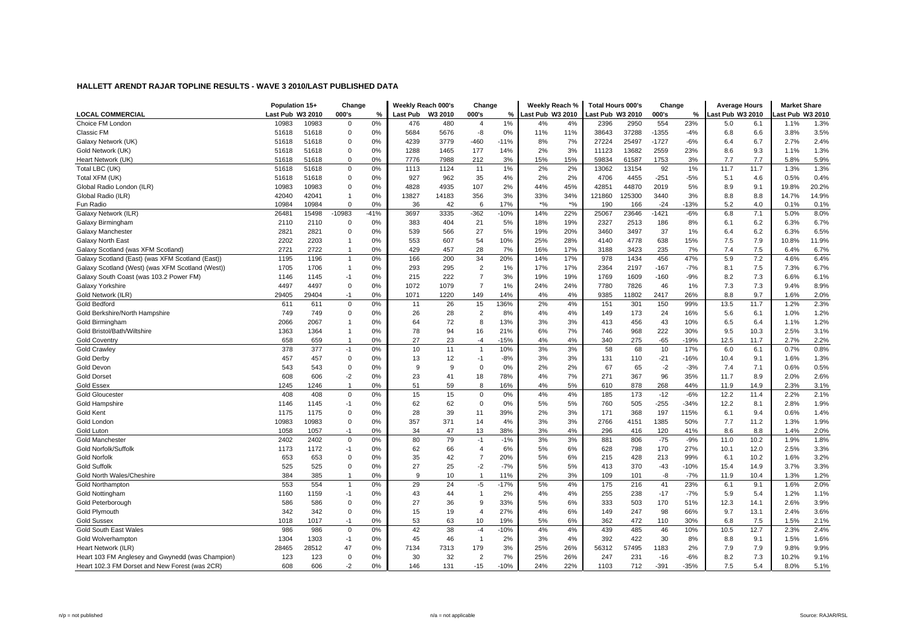## HALLETT ARENDT RAJAR TOPLINE RESULTS - WAVE 3 2010/LAST PUBLISHED DATA

| LOCAL COMMERCIAL | Population 15+ | | Change | | Weekly Reach 000's | | Change | | Weekly Reach % | | Total Hours 000's | | Change | | Average Hours | | Market Share | |
|---|---|---|---|---|---|---|---|---|---|---|---|---|---|---|---|---|---|---|
| | Last Pub | W3 2010 | 000's | % | Last Pub | W3 2010 | 000's | % | Last Pub | W3 2010 | Last Pub | W3 2010 | 000's | % | Last Pub | W3 2010 | Last Pub | W3 2010 |
| Choice FM London | 10983 | 10983 | 0 | 0% | 476 | 480 | 4 | 1% | 4% | 4% | 2396 | 2950 | 554 | 23% | 5.0 | 6.1 | 1.1% | 1.3% |
| Classic FM | 51618 | 51618 | 0 | 0% | 5684 | 5676 | -8 | 0% | 11% | 11% | 38643 | 37288 | -1355 | -4% | 6.8 | 6.6 | 3.8% | 3.5% |
| Galaxy Network (UK) | 51618 | 51618 | 0 | 0% | 4239 | 3779 | -460 | -11% | 8% | 7% | 27224 | 25497 | -1727 | -6% | 6.4 | 6.7 | 2.7% | 2.4% |
| Gold Network (UK) | 51618 | 51618 | 0 | 0% | 1288 | 1465 | 177 | 14% | 2% | 3% | 11123 | 13682 | 2559 | 23% | 8.6 | 9.3 | 1.1% | 1.3% |
| Heart Network (UK) | 51618 | 51618 | 0 | 0% | 7776 | 7988 | 212 | 3% | 15% | 15% | 59834 | 61587 | 1753 | 3% | 7.7 | 7.7 | 5.8% | 5.9% |
| Total LBC (UK) | 51618 | 51618 | 0 | 0% | 1113 | 1124 | 11 | 1% | 2% | 2% | 13062 | 13154 | 92 | 1% | 11.7 | 11.7 | 1.3% | 1.3% |
| Total XFM (UK) | 51618 | 51618 | 0 | 0% | 927 | 962 | 35 | 4% | 2% | 2% | 4706 | 4455 | -251 | -5% | 5.1 | 4.6 | 0.5% | 0.4% |
| Global Radio London (ILR) | 10983 | 10983 | 0 | 0% | 4828 | 4935 | 107 | 2% | 44% | 45% | 42851 | 44870 | 2019 | 5% | 8.9 | 9.1 | 19.8% | 20.2% |
| Global Radio (ILR) | 42040 | 42041 | 1 | 0% | 13827 | 14183 | 356 | 3% | 33% | 34% | 121860 | 125300 | 3440 | 3% | 8.8 | 8.8 | 14.7% | 14.9% |
| Fun Radio | 10984 | 10984 | 0 | 0% | 36 | 42 | 6 | 17% | *% | *% | 190 | 166 | -24 | -13% | 5.2 | 4.0 | 0.1% | 0.1% |
| Galaxy Network (ILR) | 26481 | 15498 | -10983 | -41% | 3697 | 3335 | -362 | -10% | 14% | 22% | 25067 | 23646 | -1421 | -6% | 6.8 | 7.1 | 5.0% | 8.0% |
| Galaxy Birmingham | 2110 | 2110 | 0 | 0% | 383 | 404 | 21 | 5% | 18% | 19% | 2327 | 2513 | 186 | 8% | 6.1 | 6.2 | 6.3% | 6.7% |
| Galaxy Manchester | 2821 | 2821 | 0 | 0% | 539 | 566 | 27 | 5% | 19% | 20% | 3460 | 3497 | 37 | 1% | 6.4 | 6.2 | 6.3% | 6.5% |
| Galaxy North East | 2202 | 2203 | 1 | 0% | 553 | 607 | 54 | 10% | 25% | 28% | 4140 | 4778 | 638 | 15% | 7.5 | 7.9 | 10.8% | 11.9% |
| Galaxy Scotland (was XFM Scotland) | 2721 | 2722 | 1 | 0% | 429 | 457 | 28 | 7% | 16% | 17% | 3188 | 3423 | 235 | 7% | 7.4 | 7.5 | 6.4% | 6.7% |
| Galaxy Scotland (East) (was XFM Scotland (East)) | 1195 | 1196 | 1 | 0% | 166 | 200 | 34 | 20% | 14% | 17% | 978 | 1434 | 456 | 47% | 5.9 | 7.2 | 4.6% | 6.4% |
| Galaxy Scotland (West) (was XFM Scotland (West)) | 1705 | 1706 | 1 | 0% | 293 | 295 | 2 | 1% | 17% | 17% | 2364 | 2197 | -167 | -7% | 8.1 | 7.5 | 7.3% | 6.7% |
| Galaxy South Coast (was 103.2 Power FM) | 1146 | 1145 | -1 | 0% | 215 | 222 | 7 | 3% | 19% | 19% | 1769 | 1609 | -160 | -9% | 8.2 | 7.3 | 6.6% | 6.1% |
| Galaxy Yorkshire | 4497 | 4497 | 0 | 0% | 1072 | 1079 | 7 | 1% | 24% | 24% | 7780 | 7826 | 46 | 1% | 7.3 | 7.3 | 9.4% | 8.9% |
| Gold Network (ILR) | 29405 | 29404 | -1 | 0% | 1071 | 1220 | 149 | 14% | 4% | 4% | 9385 | 11802 | 2417 | 26% | 8.8 | 9.7 | 1.6% | 2.0% |
| Gold Bedford | 611 | 611 | 0 | 0% | 11 | 26 | 15 | 136% | 2% | 4% | 151 | 301 | 150 | 99% | 13.5 | 11.7 | 1.2% | 2.3% |
| Gold Berkshire/North Hampshire | 749 | 749 | 0 | 0% | 26 | 28 | 2 | 8% | 4% | 4% | 149 | 173 | 24 | 16% | 5.6 | 6.1 | 1.0% | 1.2% |
| Gold Birmingham | 2066 | 2067 | 1 | 0% | 64 | 72 | 8 | 13% | 3% | 3% | 413 | 456 | 43 | 10% | 6.5 | 6.4 | 1.1% | 1.2% |
| Gold Bristol/Bath/Wiltshire | 1363 | 1364 | 1 | 0% | 78 | 94 | 16 | 21% | 6% | 7% | 746 | 968 | 222 | 30% | 9.5 | 10.3 | 2.5% | 3.1% |
| Gold Coventry | 658 | 659 | 1 | 0% | 27 | 23 | -4 | -15% | 4% | 4% | 340 | 275 | -65 | -19% | 12.5 | 11.7 | 2.7% | 2.2% |
| Gold Crawley | 378 | 377 | -1 | 0% | 10 | 11 | 1 | 10% | 3% | 3% | 58 | 68 | 10 | 17% | 6.0 | 6.1 | 0.7% | 0.8% |
| Gold Derby | 457 | 457 | 0 | 0% | 13 | 12 | -1 | -8% | 3% | 3% | 131 | 110 | -21 | -16% | 10.4 | 9.1 | 1.6% | 1.3% |
| Gold Devon | 543 | 543 | 0 | 0% | 9 | 9 | 0 | 0% | 2% | 2% | 67 | 65 | -2 | -3% | 7.4 | 7.1 | 0.6% | 0.5% |
| Gold Dorset | 608 | 606 | -2 | 0% | 23 | 41 | 18 | 78% | 4% | 7% | 271 | 367 | 96 | 35% | 11.7 | 8.9 | 2.0% | 2.6% |
| Gold Essex | 1245 | 1246 | 1 | 0% | 51 | 59 | 8 | 16% | 4% | 5% | 610 | 878 | 268 | 44% | 11.9 | 14.9 | 2.3% | 3.1% |
| Gold Gloucester | 408 | 408 | 0 | 0% | 15 | 15 | 0 | 0% | 4% | 4% | 185 | 173 | -12 | -6% | 12.2 | 11.4 | 2.2% | 2.1% |
| Gold Hampshire | 1146 | 1145 | -1 | 0% | 62 | 62 | 0 | 0% | 5% | 5% | 760 | 505 | -255 | -34% | 12.2 | 8.1 | 2.8% | 1.9% |
| Gold Kent | 1175 | 1175 | 0 | 0% | 28 | 39 | 11 | 39% | 2% | 3% | 171 | 368 | 197 | 115% | 6.1 | 9.4 | 0.6% | 1.4% |
| Gold London | 10983 | 10983 | 0 | 0% | 357 | 371 | 14 | 4% | 3% | 3% | 2766 | 4151 | 1385 | 50% | 7.7 | 11.2 | 1.3% | 1.9% |
| Gold Luton | 1058 | 1057 | -1 | 0% | 34 | 47 | 13 | 38% | 3% | 4% | 296 | 416 | 120 | 41% | 8.6 | 8.8 | 1.4% | 2.0% |
| Gold Manchester | 2402 | 2402 | 0 | 0% | 80 | 79 | -1 | -1% | 3% | 3% | 881 | 806 | -75 | -9% | 11.0 | 10.2 | 1.9% | 1.8% |
| Gold Norfolk/Suffolk | 1173 | 1172 | -1 | 0% | 62 | 66 | 4 | 6% | 5% | 6% | 628 | 798 | 170 | 27% | 10.1 | 12.0 | 2.5% | 3.3% |
| Gold Norfolk | 653 | 653 | 0 | 0% | 35 | 42 | 7 | 20% | 5% | 6% | 215 | 428 | 213 | 99% | 6.1 | 10.2 | 1.6% | 3.2% |
| Gold Suffolk | 525 | 525 | 0 | 0% | 27 | 25 | -2 | -7% | 5% | 5% | 413 | 370 | -43 | -10% | 15.4 | 14.9 | 3.7% | 3.3% |
| Gold North Wales/Cheshire | 384 | 385 | 1 | 0% | 9 | 10 | 1 | 11% | 2% | 3% | 109 | 101 | -8 | -7% | 11.9 | 10.4 | 1.3% | 1.2% |
| Gold Northampton | 553 | 554 | 1 | 0% | 29 | 24 | -5 | -17% | 5% | 4% | 175 | 216 | 41 | 23% | 6.1 | 9.1 | 1.6% | 2.0% |
| Gold Nottingham | 1160 | 1159 | -1 | 0% | 43 | 44 | 1 | 2% | 4% | 4% | 255 | 238 | -17 | -7% | 5.9 | 5.4 | 1.2% | 1.1% |
| Gold Peterborough | 586 | 586 | 0 | 0% | 27 | 36 | 9 | 33% | 5% | 6% | 333 | 503 | 170 | 51% | 12.3 | 14.1 | 2.6% | 3.9% |
| Gold Plymouth | 342 | 342 | 0 | 0% | 15 | 19 | 4 | 27% | 4% | 6% | 149 | 247 | 98 | 66% | 9.7 | 13.1 | 2.4% | 3.6% |
| Gold Sussex | 1018 | 1017 | -1 | 0% | 53 | 63 | 10 | 19% | 5% | 6% | 362 | 472 | 110 | 30% | 6.8 | 7.5 | 1.5% | 2.1% |
| Gold South East Wales | 986 | 986 | 0 | 0% | 42 | 38 | -4 | -10% | 4% | 4% | 439 | 485 | 46 | 10% | 10.5 | 12.7 | 2.3% | 2.4% |
| Gold Wolverhampton | 1304 | 1303 | -1 | 0% | 45 | 46 | 1 | 2% | 3% | 4% | 392 | 422 | 30 | 8% | 8.8 | 9.1 | 1.5% | 1.6% |
| Heart Network (ILR) | 28465 | 28512 | 47 | 0% | 7134 | 7313 | 179 | 3% | 25% | 26% | 56312 | 57495 | 1183 | 2% | 7.9 | 7.9 | 9.8% | 9.9% |
| Heart 103 FM Anglesey and Gwynedd (was Champion) | 123 | 123 | 0 | 0% | 30 | 32 | 2 | 7% | 25% | 26% | 247 | 231 | -16 | -6% | 8.2 | 7.3 | 10.2% | 9.1% |
| Heart 102.3 FM Dorset and New Forest (was 2CR) | 608 | 606 | -2 | 0% | 146 | 131 | -15 | -10% | 24% | 22% | 1103 | 712 | -391 | -35% | 7.5 | 5.4 | 8.0% | 5.1% |

n/p = not published n/a = not applicable Source: RAJAR/RSL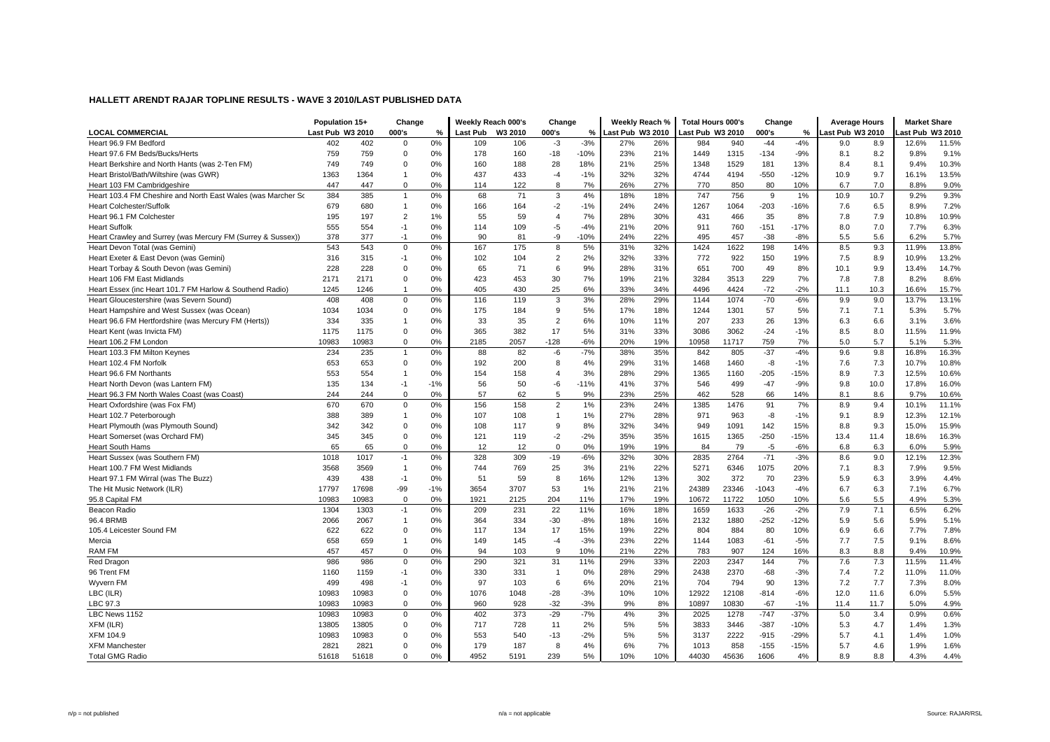# HALLETT ARENDT RAJAR TOPLINE RESULTS - WAVE 3 2010/LAST PUBLISHED DATA

| | Population 15+ | | Change | | Weekly Reach 000's | | Change | | Weekly Reach % | | Total Hours 000's | | Change | | Average Hours | | Market Share | |
|---|---|---|---|---|---|---|---|---|---|---|---|---|---|---|---|---|---|---|
| LOCAL COMMERCIAL | Last Pub | W3 2010 | 000's | % | Last Pub | W3 2010 | 000's | % | Last Pub | W3 2010 | Last Pub | W3 2010 | 000's | % | Last Pub | W3 2010 | Last Pub | W3 2010 |
| Heart 96.9 FM Bedford | 402 | 402 | 0 | 0% | 109 | 106 | -3 | -3% | 27% | 26% | 984 | 940 | -44 | -4% | 9.0 | 8.9 | 12.6% | 11.5% |
| Heart 97.6 FM Beds/Bucks/Herts | 759 | 759 | 0 | 0% | 178 | 160 | -18 | -10% | 23% | 21% | 1449 | 1315 | -134 | -9% | 8.1 | 8.2 | 9.8% | 9.1% |
| Heart Berkshire and North Hants (was 2-Ten FM) | 749 | 749 | 0 | 0% | 160 | 188 | 28 | 18% | 21% | 25% | 1348 | 1529 | 181 | 13% | 8.4 | 8.1 | 9.4% | 10.3% |
| Heart Bristol/Bath/Wiltshire (was GWR) | 1363 | 1364 | 1 | 0% | 437 | 433 | -4 | -1% | 32% | 32% | 4744 | 4194 | -550 | -12% | 10.9 | 9.7 | 16.1% | 13.5% |
| Heart 103 FM Cambridgeshire | 447 | 447 | 0 | 0% | 114 | 122 | 8 | 7% | 26% | 27% | 770 | 850 | 80 | 10% | 6.7 | 7.0 | 8.8% | 9.0% |
| Heart 103.4 FM Cheshire and North East Wales (was Marcher Sc | 384 | 385 | 1 | 0% | 68 | 71 | 3 | 4% | 18% | 18% | 747 | 756 | 9 | 1% | 10.9 | 10.7 | 9.2% | 9.3% |
| Heart Colchester/Suffolk | 679 | 680 | 1 | 0% | 166 | 164 | -2 | -1% | 24% | 24% | 1267 | 1064 | -203 | -16% | 7.6 | 6.5 | 8.9% | 7.2% |
| Heart 96.1 FM Colchester | 195 | 197 | 2 | 1% | 55 | 59 | 4 | 7% | 28% | 30% | 431 | 466 | 35 | 8% | 7.8 | 7.9 | 10.8% | 10.9% |
| Heart Suffolk | 555 | 554 | -1 | 0% | 114 | 109 | -5 | -4% | 21% | 20% | 911 | 760 | -151 | -17% | 8.0 | 7.0 | 7.7% | 6.3% |
| Heart Crawley and Surrey (was Mercury FM (Surrey & Sussex)) | 378 | 377 | -1 | 0% | 90 | 81 | -9 | -10% | 24% | 22% | 495 | 457 | -38 | -8% | 5.5 | 5.6 | 6.2% | 5.7% |
| Heart Devon Total (was Gemini) | 543 | 543 | 0 | 0% | 167 | 175 | 8 | 5% | 31% | 32% | 1424 | 1622 | 198 | 14% | 8.5 | 9.3 | 11.9% | 13.8% |
| Heart Exeter & East Devon (was Gemini) | 316 | 315 | -1 | 0% | 102 | 104 | 2 | 2% | 32% | 33% | 772 | 922 | 150 | 19% | 7.5 | 8.9 | 10.9% | 13.2% |
| Heart Torbay & South Devon (was Gemini) | 228 | 228 | 0 | 0% | 65 | 71 | 6 | 9% | 28% | 31% | 651 | 700 | 49 | 8% | 10.1 | 9.9 | 13.4% | 14.7% |
| Heart 106 FM East Midlands | 2171 | 2171 | 0 | 0% | 423 | 453 | 30 | 7% | 19% | 21% | 3284 | 3513 | 229 | 7% | 7.8 | 7.8 | 8.2% | 8.6% |
| Heart Essex (inc Heart 101.7 FM Harlow & Southend Radio) | 1245 | 1246 | 1 | 0% | 405 | 430 | 25 | 6% | 33% | 34% | 4496 | 4424 | -72 | -2% | 11.1 | 10.3 | 16.6% | 15.7% |
| Heart Gloucestershire (was Severn Sound) | 408 | 408 | 0 | 0% | 116 | 119 | 3 | 3% | 28% | 29% | 1144 | 1074 | -70 | -6% | 9.9 | 9.0 | 13.7% | 13.1% |
| Heart Hampshire and West Sussex (was Ocean) | 1034 | 1034 | 0 | 0% | 175 | 184 | 9 | 5% | 17% | 18% | 1244 | 1301 | 57 | 5% | 7.1 | 7.1 | 5.3% | 5.7% |
| Heart 96.6 FM Hertfordshire (was Mercury FM (Herts)) | 334 | 335 | 1 | 0% | 33 | 35 | 2 | 6% | 10% | 11% | 207 | 233 | 26 | 13% | 6.3 | 6.6 | 3.1% | 3.6% |
| Heart Kent (was Invicta FM) | 1175 | 1175 | 0 | 0% | 365 | 382 | 17 | 5% | 31% | 33% | 3086 | 3062 | -24 | -1% | 8.5 | 8.0 | 11.5% | 11.9% |
| Heart 106.2 FM London | 10983 | 10983 | 0 | 0% | 2185 | 2057 | -128 | -6% | 20% | 19% | 10958 | 11717 | 759 | 7% | 5.0 | 5.7 | 5.1% | 5.3% |
| Heart 103.3 FM Milton Keynes | 234 | 235 | 1 | 0% | 88 | 82 | -6 | -7% | 38% | 35% | 842 | 805 | -37 | -4% | 9.6 | 9.8 | 16.8% | 16.3% |
| Heart 102.4 FM Norfolk | 653 | 653 | 0 | 0% | 192 | 200 | 8 | 4% | 29% | 31% | 1468 | 1460 | -8 | -1% | 7.6 | 7.3 | 10.7% | 10.8% |
| Heart 96.6 FM Northants | 553 | 554 | 1 | 0% | 154 | 158 | 4 | 3% | 28% | 29% | 1365 | 1160 | -205 | -15% | 8.9 | 7.3 | 12.5% | 10.6% |
| Heart North Devon (was Lantern FM) | 135 | 134 | -1 | -1% | 56 | 50 | -6 | -11% | 41% | 37% | 546 | 499 | -47 | -9% | 9.8 | 10.0 | 17.8% | 16.0% |
| Heart 96.3 FM North Wales Coast (was Coast) | 244 | 244 | 0 | 0% | 57 | 62 | 5 | 9% | 23% | 25% | 462 | 528 | 66 | 14% | 8.1 | 8.6 | 9.7% | 10.6% |
| Heart Oxfordshire (was Fox FM) | 670 | 670 | 0 | 0% | 156 | 158 | 2 | 1% | 23% | 24% | 1385 | 1476 | 91 | 7% | 8.9 | 9.4 | 10.1% | 11.1% |
| Heart 102.7 Peterborough | 388 | 389 | 1 | 0% | 107 | 108 | 1 | 1% | 27% | 28% | 971 | 963 | -8 | -1% | 9.1 | 8.9 | 12.3% | 12.1% |
| Heart Plymouth (was Plymouth Sound) | 342 | 342 | 0 | 0% | 108 | 117 | 9 | 8% | 32% | 34% | 949 | 1091 | 142 | 15% | 8.8 | 9.3 | 15.0% | 15.9% |
| Heart Somerset (was Orchard FM) | 345 | 345 | 0 | 0% | 121 | 119 | -2 | -2% | 35% | 35% | 1615 | 1365 | -250 | -15% | 13.4 | 11.4 | 18.6% | 16.3% |
| Heart South Hams | 65 | 65 | 0 | 0% | 12 | 12 | 0 | 0% | 19% | 19% | 84 | 79 | -5 | -6% | 6.8 | 6.3 | 6.0% | 5.9% |
| Heart Sussex (was Southern FM) | 1018 | 1017 | -1 | 0% | 328 | 309 | -19 | -6% | 32% | 30% | 2835 | 2764 | -71 | -3% | 8.6 | 9.0 | 12.1% | 12.3% |
| Heart 100.7 FM West Midlands | 3568 | 3569 | 1 | 0% | 744 | 769 | 25 | 3% | 21% | 22% | 5271 | 6346 | 1075 | 20% | 7.1 | 8.3 | 7.9% | 9.5% |
| Heart 97.1 FM Wirral (was The Buzz) | 439 | 438 | -1 | 0% | 51 | 59 | 8 | 16% | 12% | 13% | 302 | 372 | 70 | 23% | 5.9 | 6.3 | 3.9% | 4.4% |
| The Hit Music Network (ILR) | 17797 | 17698 | -99 | -1% | 3654 | 3707 | 53 | 1% | 21% | 21% | 24389 | 23346 | -1043 | -4% | 6.7 | 6.3 | 7.1% | 6.7% |
| 95.8 Capital FM | 10983 | 10983 | 0 | 0% | 1921 | 2125 | 204 | 11% | 17% | 19% | 10672 | 11722 | 1050 | 10% | 5.6 | 5.5 | 4.9% | 5.3% |
| Beacon Radio | 1304 | 1303 | -1 | 0% | 209 | 231 | 22 | 11% | 16% | 18% | 1659 | 1633 | -26 | -2% | 7.9 | 7.1 | 6.5% | 6.2% |
| 96.4 BRMB | 2066 | 2067 | 1 | 0% | 364 | 334 | -30 | -8% | 18% | 16% | 2132 | 1880 | -252 | -12% | 5.9 | 5.6 | 5.9% | 5.1% |
| 105.4 Leicester Sound FM | 622 | 622 | 0 | 0% | 117 | 134 | 17 | 15% | 19% | 22% | 804 | 884 | 80 | 10% | 6.9 | 6.6 | 7.7% | 7.8% |
| Mercia | 658 | 659 | 1 | 0% | 149 | 145 | -4 | -3% | 23% | 22% | 1144 | 1083 | -61 | -5% | 7.7 | 7.5 | 9.1% | 8.6% |
| RAM FM | 457 | 457 | 0 | 0% | 94 | 103 | 9 | 10% | 21% | 22% | 783 | 907 | 124 | 16% | 8.3 | 8.8 | 9.4% | 10.9% |
| Red Dragon | 986 | 986 | 0 | 0% | 290 | 321 | 31 | 11% | 29% | 33% | 2203 | 2347 | 144 | 7% | 7.6 | 7.3 | 11.5% | 11.4% |
| 96 Trent FM | 1160 | 1159 | -1 | 0% | 330 | 331 | 1 | 0% | 28% | 29% | 2438 | 2370 | -68 | -3% | 7.4 | 7.2 | 11.0% | 11.0% |
| Wyvern FM | 499 | 498 | -1 | 0% | 97 | 103 | 6 | 6% | 20% | 21% | 704 | 794 | 90 | 13% | 7.2 | 7.7 | 7.3% | 8.0% |
| LBC (ILR) | 10983 | 10983 | 0 | 0% | 1076 | 1048 | -28 | -3% | 10% | 10% | 12922 | 12108 | -814 | -6% | 12.0 | 11.6 | 6.0% | 5.5% |
| LBC 97.3 | 10983 | 10983 | 0 | 0% | 960 | 928 | -32 | -3% | 9% | 8% | 10897 | 10830 | -67 | -1% | 11.4 | 11.7 | 5.0% | 4.9% |
| LBC News 1152 | 10983 | 10983 | 0 | 0% | 402 | 373 | -29 | -7% | 4% | 3% | 2025 | 1278 | -747 | -37% | 5.0 | 3.4 | 0.9% | 0.6% |
| XFM (ILR) | 13805 | 13805 | 0 | 0% | 717 | 728 | 11 | 2% | 5% | 5% | 3833 | 3446 | -387 | -10% | 5.3 | 4.7 | 1.4% | 1.3% |
| XFM 104.9 | 10983 | 10983 | 0 | 0% | 553 | 540 | -13 | -2% | 5% | 5% | 3137 | 2222 | -915 | -29% | 5.7 | 4.1 | 1.4% | 1.0% |
| XFM Manchester | 2821 | 2821 | 0 | 0% | 179 | 187 | 8 | 4% | 6% | 7% | 1013 | 858 | -155 | -15% | 5.7 | 4.6 | 1.9% | 1.6% |
| Total GMG Radio | 51618 | 51618 | 0 | 0% | 4952 | 5191 | 239 | 5% | 10% | 10% | 44030 | 45636 | 1606 | 4% | 8.9 | 8.8 | 4.3% | 4.4% |

n/p = not published    n/a = not applicable    Source: RAJAR/RSL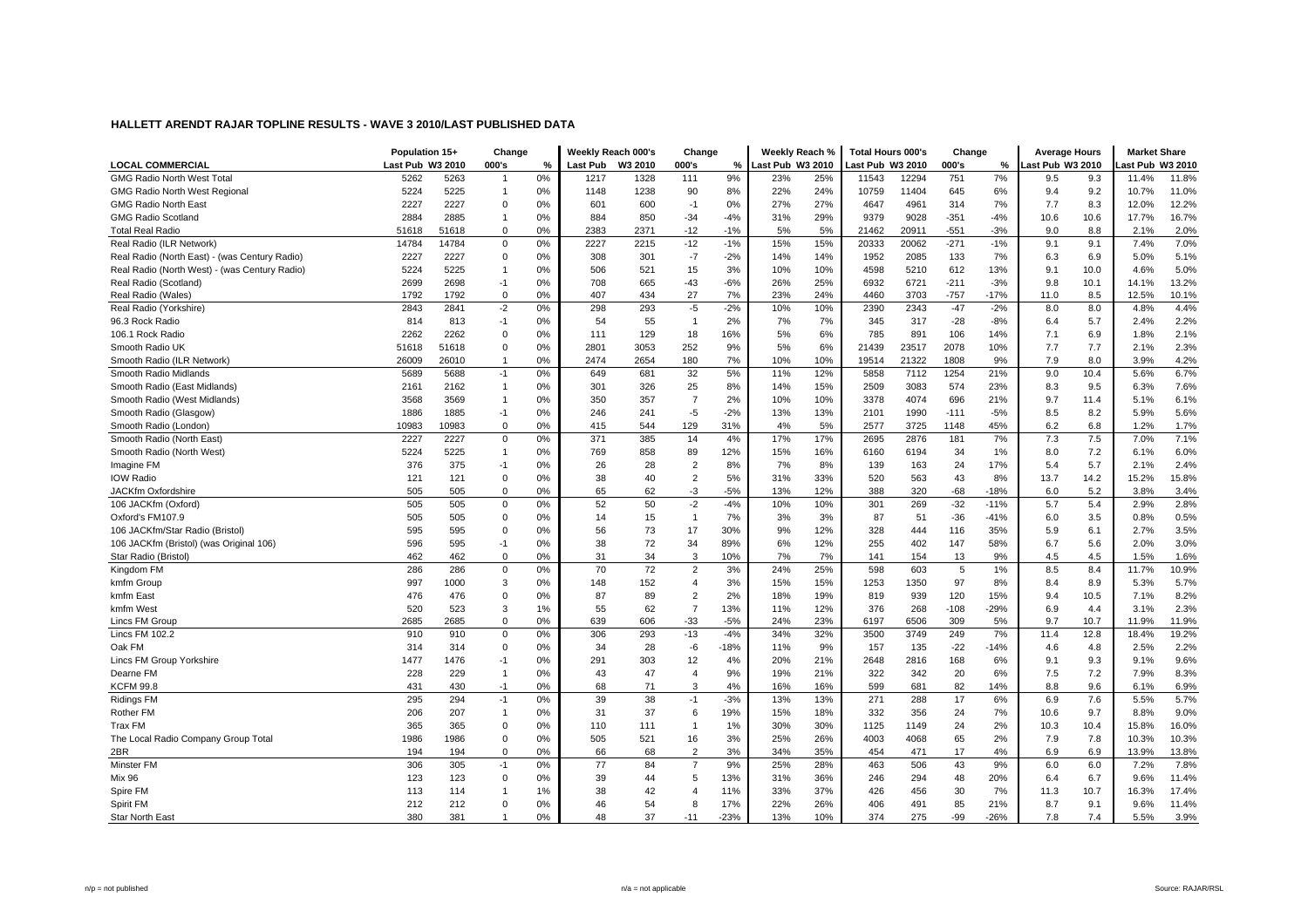## HALLETT ARENDT RAJAR TOPLINE RESULTS - WAVE 3 2010/LAST PUBLISHED DATA

| LOCAL COMMERCIAL | Population 15+ | | Change | | Weekly Reach 000's | | Change | | Weekly Reach % | | Total Hours 000's | | Change | | Average Hours | | Market Share | |
|---|---|---|---|---|---|---|---|---|---|---|---|---|---|---|---|---|---|---|
| | Last Pub | W3 2010 | 000's | % | Last Pub | W3 2010 | 000's | % | Last Pub | W3 2010 | Last Pub | W3 2010 | 000's | % | Last Pub | W3 2010 | Last Pub | W3 2010 |
| GMG Radio North West Total | 5262 | 5263 | 1 | 0% | 1217 | 1328 | 111 | 9% | 23% | 25% | 11543 | 12294 | 751 | 7% | 9.5 | 9.3 | 11.4% | 11.8% |
| GMG Radio North West Regional | 5224 | 5225 | 1 | 0% | 1148 | 1238 | 90 | 8% | 22% | 24% | 10759 | 11404 | 645 | 6% | 9.4 | 9.2 | 10.7% | 11.0% |
| GMG Radio North East | 2227 | 2227 | 0 | 0% | 601 | 600 | -1 | 0% | 27% | 27% | 4647 | 4961 | 314 | 7% | 7.7 | 8.3 | 12.0% | 12.2% |
| GMG Radio Scotland | 2884 | 2885 | 1 | 0% | 884 | 850 | -34 | -4% | 31% | 29% | 9379 | 9028 | -351 | -4% | 10.6 | 10.6 | 17.7% | 16.7% |
| Total Real Radio | 51618 | 51618 | 0 | 0% | 2383 | 2371 | -12 | -1% | 5% | 5% | 21462 | 20911 | -551 | -3% | 9.0 | 8.8 | 2.1% | 2.0% |
| Real Radio (ILR Network) | 14784 | 14784 | 0 | 0% | 2227 | 2215 | -12 | -1% | 15% | 15% | 20333 | 20062 | -271 | -1% | 9.1 | 9.1 | 7.4% | 7.0% |
| Real Radio (North East) - (was Century Radio) | 2227 | 2227 | 0 | 0% | 308 | 301 | -7 | -2% | 14% | 14% | 1952 | 2085 | 133 | 7% | 6.3 | 6.9 | 5.0% | 5.1% |
| Real Radio (North West) - (was Century Radio) | 5224 | 5225 | 1 | 0% | 506 | 521 | 15 | 3% | 10% | 10% | 4598 | 5210 | 612 | 13% | 9.1 | 10.0 | 4.6% | 5.0% |
| Real Radio (Scotland) | 2699 | 2698 | -1 | 0% | 708 | 665 | -43 | -6% | 26% | 25% | 6932 | 6721 | -211 | -3% | 9.8 | 10.1 | 14.1% | 13.2% |
| Real Radio (Wales) | 1792 | 1792 | 0 | 0% | 407 | 434 | 27 | 7% | 23% | 24% | 4460 | 3703 | -757 | -17% | 11.0 | 8.5 | 12.5% | 10.1% |
| Real Radio (Yorkshire) | 2843 | 2841 | -2 | 0% | 298 | 293 | -5 | -2% | 10% | 10% | 2390 | 2343 | -47 | -2% | 8.0 | 8.0 | 4.8% | 4.4% |
| 96.3 Rock Radio | 814 | 813 | -1 | 0% | 54 | 55 | 1 | 2% | 7% | 7% | 345 | 317 | -28 | -8% | 6.4 | 5.7 | 2.4% | 2.2% |
| 106.1 Rock Radio | 2262 | 2262 | 0 | 0% | 111 | 129 | 18 | 16% | 5% | 6% | 785 | 891 | 106 | 14% | 7.1 | 6.9 | 1.8% | 2.1% |
| Smooth Radio UK | 51618 | 51618 | 0 | 0% | 2801 | 3053 | 252 | 9% | 5% | 6% | 21439 | 23517 | 2078 | 10% | 7.7 | 7.7 | 2.1% | 2.3% |
| Smooth Radio (ILR Network) | 26009 | 26010 | 1 | 0% | 2474 | 2654 | 180 | 7% | 10% | 10% | 19514 | 21322 | 1808 | 9% | 7.9 | 8.0 | 3.9% | 4.2% |
| Smooth Radio Midlands | 5689 | 5688 | -1 | 0% | 649 | 681 | 32 | 5% | 11% | 12% | 5858 | 7112 | 1254 | 21% | 9.0 | 10.4 | 5.6% | 6.7% |
| Smooth Radio (East Midlands) | 2161 | 2162 | 1 | 0% | 301 | 326 | 25 | 8% | 14% | 15% | 2509 | 3083 | 574 | 23% | 8.3 | 9.5 | 6.3% | 7.6% |
| Smooth Radio (West Midlands) | 3568 | 3569 | 1 | 0% | 350 | 357 | 7 | 2% | 10% | 10% | 3378 | 4074 | 696 | 21% | 9.7 | 11.4 | 5.1% | 6.1% |
| Smooth Radio (Glasgow) | 1886 | 1885 | -1 | 0% | 246 | 241 | -5 | -2% | 13% | 13% | 2101 | 1990 | -111 | -5% | 8.5 | 8.2 | 5.9% | 5.6% |
| Smooth Radio (London) | 10983 | 10983 | 0 | 0% | 415 | 544 | 129 | 31% | 4% | 5% | 2577 | 3725 | 1148 | 45% | 6.2 | 6.8 | 1.2% | 1.7% |
| Smooth Radio (North East) | 2227 | 2227 | 0 | 0% | 371 | 385 | 14 | 4% | 17% | 17% | 2695 | 2876 | 181 | 7% | 7.3 | 7.5 | 7.0% | 7.1% |
| Smooth Radio (North West) | 5224 | 5225 | 1 | 0% | 769 | 858 | 89 | 12% | 15% | 16% | 6160 | 6194 | 34 | 1% | 8.0 | 7.2 | 6.1% | 6.0% |
| Imagine FM | 376 | 375 | -1 | 0% | 26 | 28 | 2 | 8% | 7% | 8% | 139 | 163 | 24 | 17% | 5.4 | 5.7 | 2.1% | 2.4% |
| IOW Radio | 121 | 121 | 0 | 0% | 38 | 40 | 2 | 5% | 31% | 33% | 520 | 563 | 43 | 8% | 13.7 | 14.2 | 15.2% | 15.8% |
| JACKfm Oxfordshire | 505 | 505 | 0 | 0% | 65 | 62 | -3 | -5% | 13% | 12% | 388 | 320 | -68 | -18% | 6.0 | 5.2 | 3.8% | 3.4% |
| 106 JACKfm (Oxford) | 505 | 505 | 0 | 0% | 52 | 50 | -2 | -4% | 10% | 10% | 301 | 269 | -32 | -11% | 5.7 | 5.4 | 2.9% | 2.8% |
| Oxford's FM107.9 | 505 | 505 | 0 | 0% | 14 | 15 | 1 | 7% | 3% | 3% | 87 | 51 | -36 | -41% | 6.0 | 3.5 | 0.8% | 0.5% |
| 106 JACKfm/Star Radio (Bristol) | 595 | 595 | 0 | 0% | 56 | 73 | 17 | 30% | 9% | 12% | 328 | 444 | 116 | 35% | 5.9 | 6.1 | 2.7% | 3.5% |
| 106 JACKfm (Bristol) (was Original 106) | 596 | 595 | -1 | 0% | 38 | 72 | 34 | 89% | 6% | 12% | 255 | 402 | 147 | 58% | 6.7 | 5.6 | 2.0% | 3.0% |
| Star Radio (Bristol) | 462 | 462 | 0 | 0% | 31 | 34 | 3 | 10% | 7% | 7% | 141 | 154 | 13 | 9% | 4.5 | 4.5 | 1.5% | 1.6% |
| Kingdom FM | 286 | 286 | 0 | 0% | 70 | 72 | 2 | 3% | 24% | 25% | 598 | 603 | 5 | 1% | 8.5 | 8.4 | 11.7% | 10.9% |
| kmfm Group | 997 | 1000 | 3 | 0% | 148 | 152 | 4 | 3% | 15% | 15% | 1253 | 1350 | 97 | 8% | 8.4 | 8.9 | 5.3% | 5.7% |
| kmfm East | 476 | 476 | 0 | 0% | 87 | 89 | 2 | 2% | 18% | 19% | 819 | 939 | 120 | 15% | 9.4 | 10.5 | 7.1% | 8.2% |
| kmfm West | 520 | 523 | 3 | 1% | 55 | 62 | 7 | 13% | 11% | 12% | 376 | 268 | -108 | -29% | 6.9 | 4.4 | 3.1% | 2.3% |
| Lincs FM Group | 2685 | 2685 | 0 | 0% | 639 | 606 | -33 | -5% | 24% | 23% | 6197 | 6506 | 309 | 5% | 9.7 | 10.7 | 11.9% | 11.9% |
| Lincs FM 102.2 | 910 | 910 | 0 | 0% | 306 | 293 | -13 | -4% | 34% | 32% | 3500 | 3749 | 249 | 7% | 11.4 | 12.8 | 18.4% | 19.2% |
| Oak FM | 314 | 314 | 0 | 0% | 34 | 28 | -6 | -18% | 11% | 9% | 157 | 135 | -22 | -14% | 4.6 | 4.8 | 2.5% | 2.2% |
| Lincs FM Group Yorkshire | 1477 | 1476 | -1 | 0% | 291 | 303 | 12 | 4% | 20% | 21% | 2648 | 2816 | 168 | 6% | 9.1 | 9.3 | 9.1% | 9.6% |
| Dearne FM | 228 | 229 | 1 | 0% | 43 | 47 | 4 | 9% | 19% | 21% | 322 | 342 | 20 | 6% | 7.5 | 7.2 | 7.9% | 8.3% |
| KCFM 99.8 | 431 | 430 | -1 | 0% | 68 | 71 | 3 | 4% | 16% | 16% | 599 | 681 | 82 | 14% | 8.8 | 9.6 | 6.1% | 6.9% |
| Ridings FM | 295 | 294 | -1 | 0% | 39 | 38 | -1 | -3% | 13% | 13% | 271 | 288 | 17 | 6% | 6.9 | 7.6 | 5.5% | 5.7% |
| Rother FM | 206 | 207 | 1 | 0% | 31 | 37 | 6 | 19% | 15% | 18% | 332 | 356 | 24 | 7% | 10.6 | 9.7 | 8.8% | 9.0% |
| Trax FM | 365 | 365 | 0 | 0% | 110 | 111 | 1 | 1% | 30% | 30% | 1125 | 1149 | 24 | 2% | 10.3 | 10.4 | 15.8% | 16.0% |
| The Local Radio Company Group Total | 1986 | 1986 | 0 | 0% | 505 | 521 | 16 | 3% | 25% | 26% | 4003 | 4068 | 65 | 2% | 7.9 | 7.8 | 10.3% | 10.3% |
| 2BR | 194 | 194 | 0 | 0% | 66 | 68 | 2 | 3% | 34% | 35% | 454 | 471 | 17 | 4% | 6.9 | 6.9 | 13.9% | 13.8% |
| Minster FM | 306 | 305 | -1 | 0% | 77 | 84 | 7 | 9% | 25% | 28% | 463 | 506 | 43 | 9% | 6.0 | 6.0 | 7.2% | 7.8% |
| Mix 96 | 123 | 123 | 0 | 0% | 39 | 44 | 5 | 13% | 31% | 36% | 246 | 294 | 48 | 20% | 6.4 | 6.7 | 9.6% | 11.4% |
| Spire FM | 113 | 114 | 1 | 1% | 38 | 42 | 4 | 11% | 33% | 37% | 426 | 456 | 30 | 7% | 11.3 | 10.7 | 16.3% | 17.4% |
| Spirit FM | 212 | 212 | 0 | 0% | 46 | 54 | 8 | 17% | 22% | 26% | 406 | 491 | 85 | 21% | 8.7 | 9.1 | 9.6% | 11.4% |
| Star North East | 380 | 381 | 1 | 0% | 48 | 37 | -11 | -23% | 13% | 10% | 374 | 275 | -99 | -26% | 7.8 | 7.4 | 5.5% | 3.9% |

n/p = not published n/a = not applicable Source: RAJAR/RSL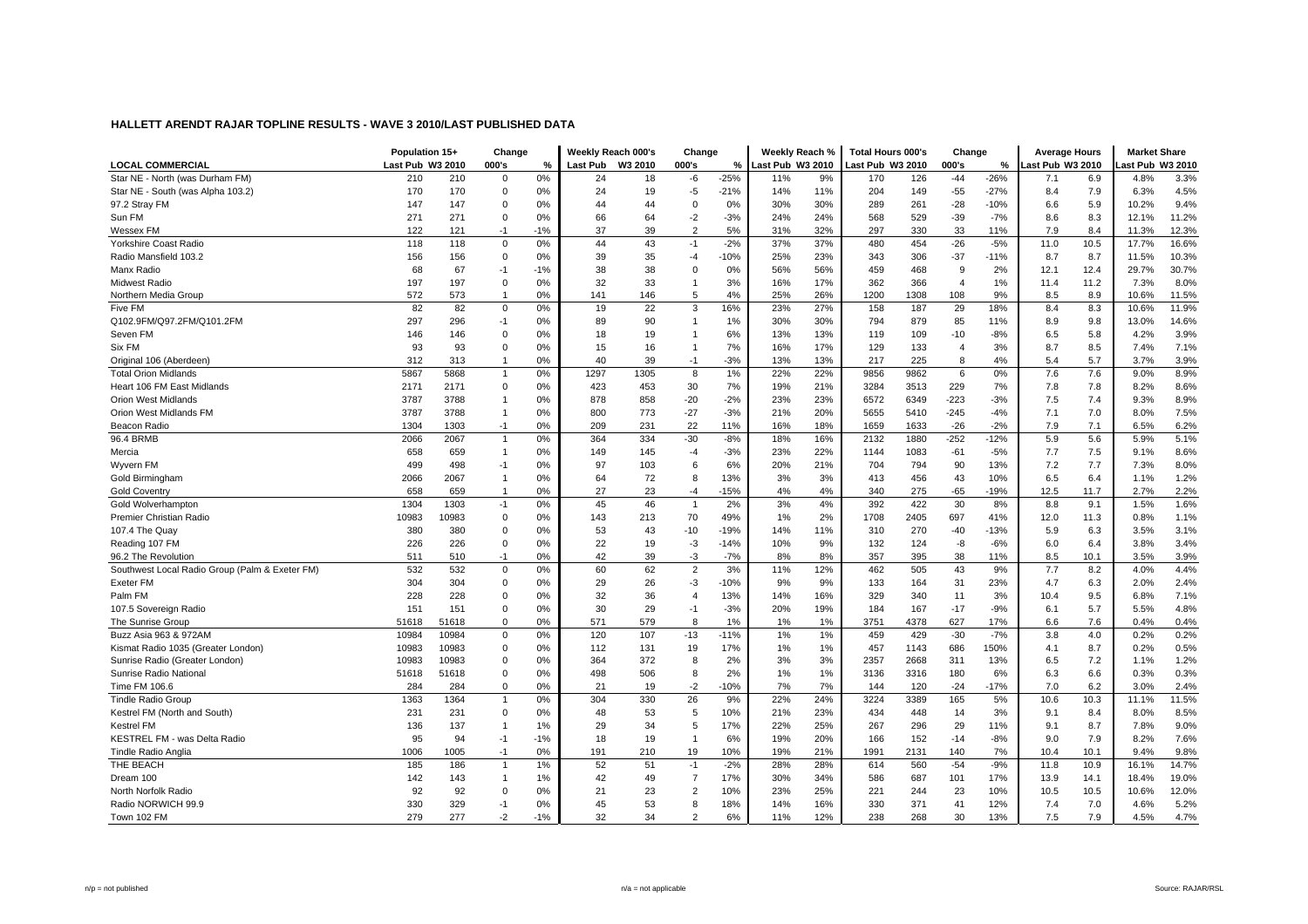## HALLETT ARENDT RAJAR TOPLINE RESULTS - WAVE 3 2010/LAST PUBLISHED DATA

| LOCAL COMMERCIAL | Population 15+ | | Change | | Weekly Reach 000's | | Change | | Weekly Reach % | | Total Hours 000's | | Change | | Average Hours | | Market Share | |
|---|---|---|---|---|---|---|---|---|---|---|---|---|---|---|---|---|---|---|
| | Last Pub | W3 2010 | 000's | % | Last Pub | W3 2010 | 000's | % | Last Pub | W3 2010 | Last Pub | W3 2010 | 000's | % | Last Pub | W3 2010 | Last Pub | W3 2010 |
| Star NE - North (was Durham FM) | 210 | 210 | 0 | 0% | 24 | 18 | -6 | -25% | 11% | 9% | 170 | 126 | -44 | -26% | 7.1 | 6.9 | 4.8% | 3.3% |
| Star NE - South (was Alpha 103.2) | 170 | 170 | 0 | 0% | 24 | 19 | -5 | -21% | 14% | 11% | 204 | 149 | -55 | -27% | 8.4 | 7.9 | 6.3% | 4.5% |
| 97.2 Stray FM | 147 | 147 | 0 | 0% | 44 | 44 | 0 | 0% | 30% | 30% | 289 | 261 | -28 | -10% | 6.6 | 5.9 | 10.2% | 9.4% |
| Sun FM | 271 | 271 | 0 | 0% | 66 | 64 | -2 | -3% | 24% | 24% | 568 | 529 | -39 | -7% | 8.6 | 8.3 | 12.1% | 11.2% |
| Wessex FM | 122 | 121 | -1 | -1% | 37 | 39 | 2 | 5% | 31% | 32% | 297 | 330 | 33 | 11% | 7.9 | 8.4 | 11.3% | 12.3% |
| Yorkshire Coast Radio | 118 | 118 | 0 | 0% | 44 | 43 | -1 | -2% | 37% | 37% | 480 | 454 | -26 | -5% | 11.0 | 10.5 | 17.7% | 16.6% |
| Radio Mansfield 103.2 | 156 | 156 | 0 | 0% | 39 | 35 | -4 | -10% | 25% | 23% | 343 | 306 | -37 | -11% | 8.7 | 8.7 | 11.5% | 10.3% |
| Manx Radio | 68 | 67 | -1 | -1% | 38 | 38 | 0 | 0% | 56% | 56% | 459 | 468 | 9 | 2% | 12.1 | 12.4 | 29.7% | 30.7% |
| Midwest Radio | 197 | 197 | 0 | 0% | 32 | 33 | 1 | 3% | 16% | 17% | 362 | 366 | 4 | 1% | 11.4 | 11.2 | 7.3% | 8.0% |
| Northern Media Group | 572 | 573 | 1 | 0% | 141 | 146 | 5 | 4% | 25% | 26% | 1200 | 1308 | 108 | 9% | 8.5 | 8.9 | 10.6% | 11.5% |
| Five FM | 82 | 82 | 0 | 0% | 19 | 22 | 3 | 16% | 23% | 27% | 158 | 187 | 29 | 18% | 8.4 | 8.3 | 10.6% | 11.9% |
| Q102.9FM/Q97.2FM/Q101.2FM | 297 | 296 | -1 | 0% | 89 | 90 | 1 | 1% | 30% | 30% | 794 | 879 | 85 | 11% | 8.9 | 9.8 | 13.0% | 14.6% |
| Seven FM | 146 | 146 | 0 | 0% | 18 | 19 | 1 | 6% | 13% | 13% | 119 | 109 | -10 | -8% | 6.5 | 5.8 | 4.2% | 3.9% |
| Six FM | 93 | 93 | 0 | 0% | 15 | 16 | 1 | 7% | 16% | 17% | 129 | 133 | 4 | 3% | 8.7 | 8.5 | 7.4% | 7.1% |
| Original 106 (Aberdeen) | 312 | 313 | 1 | 0% | 40 | 39 | -1 | -3% | 13% | 13% | 217 | 225 | 8 | 4% | 5.4 | 5.7 | 3.7% | 3.9% |
| Total Orion Midlands | 5867 | 5868 | 1 | 0% | 1297 | 1305 | 8 | 1% | 22% | 22% | 9856 | 9862 | 6 | 0% | 7.6 | 7.6 | 9.0% | 8.9% |
| Heart 106 FM East Midlands | 2171 | 2171 | 0 | 0% | 423 | 453 | 30 | 7% | 19% | 21% | 3284 | 3513 | 229 | 7% | 7.8 | 7.8 | 8.2% | 8.6% |
| Orion West Midlands | 3787 | 3788 | 1 | 0% | 878 | 858 | -20 | -2% | 23% | 23% | 6572 | 6349 | -223 | -3% | 7.5 | 7.4 | 9.3% | 8.9% |
| Orion West Midlands FM | 3787 | 3788 | 1 | 0% | 800 | 773 | -27 | -3% | 21% | 20% | 5655 | 5410 | -245 | -4% | 7.1 | 7.0 | 8.0% | 7.5% |
| Beacon Radio | 1304 | 1303 | -1 | 0% | 209 | 231 | 22 | 11% | 16% | 18% | 1659 | 1633 | -26 | -2% | 7.9 | 7.1 | 6.5% | 6.2% |
| 96.4 BRMB | 2066 | 2067 | 1 | 0% | 364 | 334 | -30 | -8% | 18% | 16% | 2132 | 1880 | -252 | -12% | 5.9 | 5.6 | 5.9% | 5.1% |
| Mercia | 658 | 659 | 1 | 0% | 149 | 145 | -4 | -3% | 23% | 22% | 1144 | 1083 | -61 | -5% | 7.7 | 7.5 | 9.1% | 8.6% |
| Wyvern FM | 499 | 498 | -1 | 0% | 97 | 103 | 6 | 6% | 20% | 21% | 704 | 794 | 90 | 13% | 7.2 | 7.7 | 7.3% | 8.0% |
| Gold Birmingham | 2066 | 2067 | 1 | 0% | 64 | 72 | 8 | 13% | 3% | 3% | 413 | 456 | 43 | 10% | 6.5 | 6.4 | 1.1% | 1.2% |
| Gold Coventry | 658 | 659 | 1 | 0% | 27 | 23 | -4 | -15% | 4% | 4% | 340 | 275 | -65 | -19% | 12.5 | 11.7 | 2.7% | 2.2% |
| Gold Wolverhampton | 1304 | 1303 | -1 | 0% | 45 | 46 | 1 | 2% | 3% | 4% | 392 | 422 | 30 | 8% | 8.8 | 9.1 | 1.5% | 1.6% |
| Premier Christian Radio | 10983 | 10983 | 0 | 0% | 143 | 213 | 70 | 49% | 1% | 2% | 1708 | 2405 | 697 | 41% | 12.0 | 11.3 | 0.8% | 1.1% |
| 107.4 The Quay | 380 | 380 | 0 | 0% | 53 | 43 | -10 | -19% | 14% | 11% | 310 | 270 | -40 | -13% | 5.9 | 6.3 | 3.5% | 3.1% |
| Reading 107 FM | 226 | 226 | 0 | 0% | 22 | 19 | -3 | -14% | 10% | 9% | 132 | 124 | -8 | -6% | 6.0 | 6.4 | 3.8% | 3.4% |
| 96.2 The Revolution | 511 | 510 | -1 | 0% | 42 | 39 | -3 | -7% | 8% | 8% | 357 | 395 | 38 | 11% | 8.5 | 10.1 | 3.5% | 3.9% |
| Southwest Local Radio Group (Palm & Exeter FM) | 532 | 532 | 0 | 0% | 60 | 62 | 2 | 3% | 11% | 12% | 462 | 505 | 43 | 9% | 7.7 | 8.2 | 4.0% | 4.4% |
| Exeter FM | 304 | 304 | 0 | 0% | 29 | 26 | -3 | -10% | 9% | 9% | 133 | 164 | 31 | 23% | 4.7 | 6.3 | 2.0% | 2.4% |
| Palm FM | 228 | 228 | 0 | 0% | 32 | 36 | 4 | 13% | 14% | 16% | 329 | 340 | 11 | 3% | 10.4 | 9.5 | 6.8% | 7.1% |
| 107.5 Sovereign Radio | 151 | 151 | 0 | 0% | 30 | 29 | -1 | -3% | 20% | 19% | 184 | 167 | -17 | -9% | 6.1 | 5.7 | 5.5% | 4.8% |
| The Sunrise Group | 51618 | 51618 | 0 | 0% | 571 | 579 | 8 | 1% | 1% | 1% | 3751 | 4378 | 627 | 17% | 6.6 | 7.6 | 0.4% | 0.4% |
| Buzz Asia 963 & 972AM | 10984 | 10984 | 0 | 0% | 120 | 107 | -13 | -11% | 1% | 1% | 459 | 429 | -30 | -7% | 3.8 | 4.0 | 0.2% | 0.2% |
| Kismat Radio 1035 (Greater London) | 10983 | 10983 | 0 | 0% | 112 | 131 | 19 | 17% | 1% | 1% | 457 | 1143 | 686 | 150% | 4.1 | 8.7 | 0.2% | 0.5% |
| Sunrise Radio (Greater London) | 10983 | 10983 | 0 | 0% | 364 | 372 | 8 | 2% | 3% | 3% | 2357 | 2668 | 311 | 13% | 6.5 | 7.2 | 1.1% | 1.2% |
| Sunrise Radio National | 51618 | 51618 | 0 | 0% | 498 | 506 | 8 | 2% | 1% | 1% | 3136 | 3316 | 180 | 6% | 6.3 | 6.6 | 0.3% | 0.3% |
| Time FM 106.6 | 284 | 284 | 0 | 0% | 21 | 19 | -2 | -10% | 7% | 7% | 144 | 120 | -24 | -17% | 7.0 | 6.2 | 3.0% | 2.4% |
| Tindle Radio Group | 1363 | 1364 | 1 | 0% | 304 | 330 | 26 | 9% | 22% | 24% | 3224 | 3389 | 165 | 5% | 10.6 | 10.3 | 11.1% | 11.5% |
| Kestrel FM (North and South) | 231 | 231 | 0 | 0% | 48 | 53 | 5 | 10% | 21% | 23% | 434 | 448 | 14 | 3% | 9.1 | 8.4 | 8.0% | 8.5% |
| Kestrel FM | 136 | 137 | 1 | 1% | 29 | 34 | 5 | 17% | 22% | 25% | 267 | 296 | 29 | 11% | 9.1 | 8.7 | 7.8% | 9.0% |
| KESTREL FM - was Delta Radio | 95 | 94 | -1 | -1% | 18 | 19 | 1 | 6% | 19% | 20% | 166 | 152 | -14 | -8% | 9.0 | 7.9 | 8.2% | 7.6% |
| Tindle Radio Anglia | 1006 | 1005 | -1 | 0% | 191 | 210 | 19 | 10% | 19% | 21% | 1991 | 2131 | 140 | 7% | 10.4 | 10.1 | 9.4% | 9.8% |
| THE BEACH | 185 | 186 | 1 | 1% | 52 | 51 | -1 | -2% | 28% | 28% | 614 | 560 | -54 | -9% | 11.8 | 10.9 | 16.1% | 14.7% |
| Dream 100 | 142 | 143 | 1 | 1% | 42 | 49 | 7 | 17% | 30% | 34% | 586 | 687 | 101 | 17% | 13.9 | 14.1 | 18.4% | 19.0% |
| North Norfolk Radio | 92 | 92 | 0 | 0% | 21 | 23 | 2 | 10% | 23% | 25% | 221 | 244 | 23 | 10% | 10.5 | 10.5 | 10.6% | 12.0% |
| Radio NORWICH 99.9 | 330 | 329 | -1 | 0% | 45 | 53 | 8 | 18% | 14% | 16% | 330 | 371 | 41 | 12% | 7.4 | 7.0 | 4.6% | 5.2% |
| Town 102 FM | 279 | 277 | -2 | -1% | 32 | 34 | 2 | 6% | 11% | 12% | 238 | 268 | 30 | 13% | 7.5 | 7.9 | 4.5% | 4.7% |

n/p = not published | n/a = not applicable | Source: RAJAR/RSL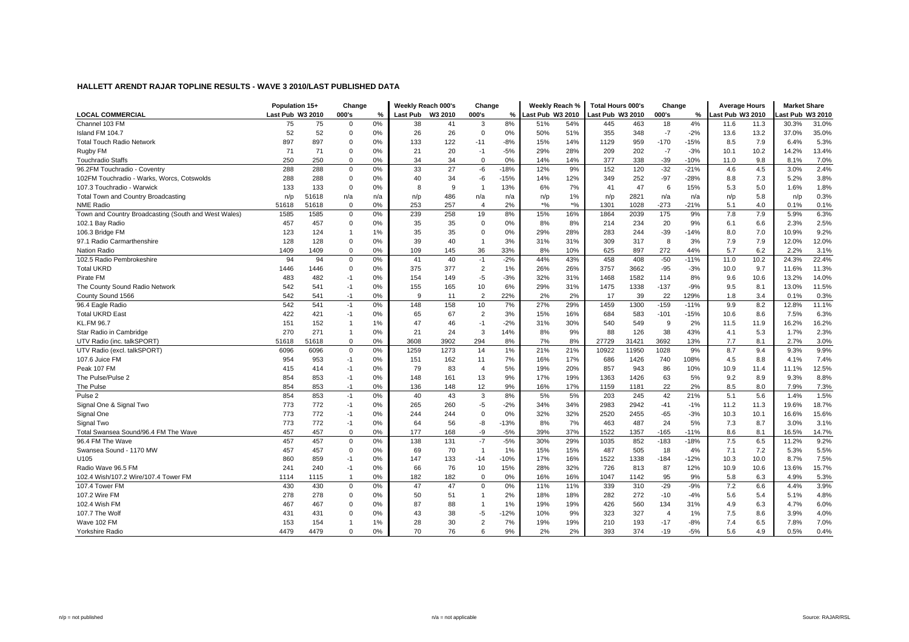# HALLETT ARENDT RAJAR TOPLINE RESULTS - WAVE 3 2010/LAST PUBLISHED DATA

| LOCAL COMMERCIAL | Population 15+ Last Pub | Population 15+ W3 2010 | Change 000's | Change % | Weekly Reach 000's Last Pub | Weekly Reach 000's W3 2010 | Change 000's | Change % | Weekly Reach % Last Pub | Weekly Reach % W3 2010 | Total Hours 000's Last Pub | Total Hours 000's W3 2010 | Change 000's | Change % | Average Hours Last Pub | Average Hours W3 2010 | Market Share Last Pub | Market Share W3 2010 |
|---|---|---|---|---|---|---|---|---|---|---|---|---|---|---|---|---|---|---|
| Channel 103 FM | 75 | 75 | 0 | 0% | 38 | 41 | 3 | 8% | 51% | 54% | 445 | 463 | 18 | 4% | 11.6 | 11.3 | 30.3% | 31.0% |
| Island FM 104.7 | 52 | 52 | 0 | 0% | 26 | 26 | 0 | 0% | 50% | 51% | 355 | 348 | -7 | -2% | 13.6 | 13.2 | 37.0% | 35.0% |
| Total Touch Radio Network | 897 | 897 | 0 | 0% | 133 | 122 | -11 | -8% | 15% | 14% | 1129 | 959 | -170 | -15% | 8.5 | 7.9 | 6.4% | 5.3% |
| Rugby FM | 71 | 71 | 0 | 0% | 21 | 20 | -1 | -5% | 29% | 28% | 209 | 202 | -7 | -3% | 10.1 | 10.2 | 14.2% | 13.4% |
| Touchradio Staffs | 250 | 250 | 0 | 0% | 34 | 34 | 0 | 0% | 14% | 14% | 377 | 338 | -39 | -10% | 11.0 | 9.8 | 8.1% | 7.0% |
| 96.2FM Touchradio - Coventry | 288 | 288 | 0 | 0% | 33 | 27 | -6 | -18% | 12% | 9% | 152 | 120 | -32 | -21% | 4.6 | 4.5 | 3.0% | 2.4% |
| 102FM Touchradio - Warks, Worcs, Cotswolds | 288 | 288 | 0 | 0% | 40 | 34 | -6 | -15% | 14% | 12% | 349 | 252 | -97 | -28% | 8.8 | 7.3 | 5.2% | 3.8% |
| 107.3 Touchradio - Warwick | 133 | 133 | 0 | 0% | 8 | 9 | 1 | 13% | 6% | 7% | 41 | 47 | 6 | 15% | 5.3 | 5.0 | 1.6% | 1.8% |
| Total Town and Country Broadcasting | n/p | 51618 | n/a | n/a | n/p | 486 | n/a | n/a | n/p | 1% | n/p | 2821 | n/a | n/a | n/p | 5.8 | n/p | 0.3% |
| NME Radio | 51618 | 51618 | 0 | 0% | 253 | 257 | 4 | 2% | *% | *% | 1301 | 1028 | -273 | -21% | 5.1 | 4.0 | 0.1% | 0.1% |
| Town and Country Broadcasting (South and West Wales) | 1585 | 1585 | 0 | 0% | 239 | 258 | 19 | 8% | 15% | 16% | 1864 | 2039 | 175 | 9% | 7.8 | 7.9 | 5.9% | 6.3% |
| 102.1 Bay Radio | 457 | 457 | 0 | 0% | 35 | 35 | 0 | 0% | 8% | 8% | 214 | 234 | 20 | 9% | 6.1 | 6.6 | 2.3% | 2.5% |
| 106.3 Bridge FM | 123 | 124 | 1 | 1% | 35 | 35 | 0 | 0% | 29% | 28% | 283 | 244 | -39 | -14% | 8.0 | 7.0 | 10.9% | 9.2% |
| 97.1 Radio Carmarthenshire | 128 | 128 | 0 | 0% | 39 | 40 | 1 | 3% | 31% | 31% | 309 | 317 | 8 | 3% | 7.9 | 7.9 | 12.0% | 12.0% |
| Nation Radio | 1409 | 1409 | 0 | 0% | 109 | 145 | 36 | 33% | 8% | 10% | 625 | 897 | 272 | 44% | 5.7 | 6.2 | 2.2% | 3.1% |
| 102.5 Radio Pembrokeshire | 94 | 94 | 0 | 0% | 41 | 40 | -1 | -2% | 44% | 43% | 458 | 408 | -50 | -11% | 11.0 | 10.2 | 24.3% | 22.4% |
| Total UKRD | 1446 | 1446 | 0 | 0% | 375 | 377 | 2 | 1% | 26% | 26% | 3757 | 3662 | -95 | -3% | 10.0 | 9.7 | 11.6% | 11.3% |
| Pirate FM | 483 | 482 | -1 | 0% | 154 | 149 | -5 | -3% | 32% | 31% | 1468 | 1582 | 114 | 8% | 9.6 | 10.6 | 13.2% | 14.0% |
| The County Sound Radio Network | 542 | 541 | -1 | 0% | 155 | 165 | 10 | 6% | 29% | 31% | 1475 | 1338 | -137 | -9% | 9.5 | 8.1 | 13.0% | 11.5% |
| County Sound 1566 | 542 | 541 | -1 | 0% | 9 | 11 | 2 | 22% | 2% | 2% | 17 | 39 | 22 | 129% | 1.8 | 3.4 | 0.1% | 0.3% |
| 96.4 Eagle Radio | 542 | 541 | -1 | 0% | 148 | 158 | 10 | 7% | 27% | 29% | 1459 | 1300 | -159 | -11% | 9.9 | 8.2 | 12.8% | 11.1% |
| Total UKRD East | 422 | 421 | -1 | 0% | 65 | 67 | 2 | 3% | 15% | 16% | 684 | 583 | -101 | -15% | 10.6 | 8.6 | 7.5% | 6.3% |
| KL.FM 96.7 | 151 | 152 | 1 | 1% | 47 | 46 | -1 | -2% | 31% | 30% | 540 | 549 | 9 | 2% | 11.5 | 11.9 | 16.2% | 16.2% |
| Star Radio in Cambridge | 270 | 271 | 1 | 0% | 21 | 24 | 3 | 14% | 8% | 9% | 88 | 126 | 38 | 43% | 4.1 | 5.3 | 1.7% | 2.3% |
| UTV Radio (inc. talkSPORT) | 51618 | 51618 | 0 | 0% | 3608 | 3902 | 294 | 8% | 7% | 8% | 27729 | 31421 | 3692 | 13% | 7.7 | 8.1 | 2.7% | 3.0% |
| UTV Radio (excl. talkSPORT) | 6096 | 6096 | 0 | 0% | 1259 | 1273 | 14 | 1% | 21% | 21% | 10922 | 11950 | 1028 | 9% | 8.7 | 9.4 | 9.3% | 9.9% |
| 107.6 Juice FM | 954 | 953 | -1 | 0% | 151 | 162 | 11 | 7% | 16% | 17% | 686 | 1426 | 740 | 108% | 4.5 | 8.8 | 4.1% | 7.4% |
| Peak 107 FM | 415 | 414 | -1 | 0% | 79 | 83 | 4 | 5% | 19% | 20% | 857 | 943 | 86 | 10% | 10.9 | 11.4 | 11.1% | 12.5% |
| The Pulse/Pulse 2 | 854 | 853 | -1 | 0% | 148 | 161 | 13 | 9% | 17% | 19% | 1363 | 1426 | 63 | 5% | 9.2 | 8.9 | 9.3% | 8.8% |
| The Pulse | 854 | 853 | -1 | 0% | 136 | 148 | 12 | 9% | 16% | 17% | 1159 | 1181 | 22 | 2% | 8.5 | 8.0 | 7.9% | 7.3% |
| Pulse 2 | 854 | 853 | -1 | 0% | 40 | 43 | 3 | 8% | 5% | 5% | 203 | 245 | 42 | 21% | 5.1 | 5.6 | 1.4% | 1.5% |
| Signal One & Signal Two | 773 | 772 | -1 | 0% | 265 | 260 | -5 | -2% | 34% | 34% | 2983 | 2942 | -41 | -1% | 11.2 | 11.3 | 19.6% | 18.7% |
| Signal One | 773 | 772 | -1 | 0% | 244 | 244 | 0 | 0% | 32% | 32% | 2520 | 2455 | -65 | -3% | 10.3 | 10.1 | 16.6% | 15.6% |
| Signal Two | 773 | 772 | -1 | 0% | 64 | 56 | -8 | -13% | 8% | 7% | 463 | 487 | 24 | 5% | 7.3 | 8.7 | 3.0% | 3.1% |
| Total Swansea Sound/96.4 FM The Wave | 457 | 457 | 0 | 0% | 177 | 168 | -9 | -5% | 39% | 37% | 1522 | 1357 | -165 | -11% | 8.6 | 8.1 | 16.5% | 14.7% |
| 96.4 FM The Wave | 457 | 457 | 0 | 0% | 138 | 131 | -7 | -5% | 30% | 29% | 1035 | 852 | -183 | -18% | 7.5 | 6.5 | 11.2% | 9.2% |
| Swansea Sound - 1170 MW | 457 | 457 | 0 | 0% | 69 | 70 | 1 | 1% | 15% | 15% | 487 | 505 | 18 | 4% | 7.1 | 7.2 | 5.3% | 5.5% |
| U105 | 860 | 859 | -1 | 0% | 147 | 133 | -14 | -10% | 17% | 16% | 1522 | 1338 | -184 | -12% | 10.3 | 10.0 | 8.7% | 7.5% |
| Radio Wave 96.5 FM | 241 | 240 | -1 | 0% | 66 | 76 | 10 | 15% | 28% | 32% | 726 | 813 | 87 | 12% | 10.9 | 10.6 | 13.6% | 15.7% |
| 102.4 Wish/107.2 Wire/107.4 Tower FM | 1114 | 1115 | 1 | 0% | 182 | 182 | 0 | 0% | 16% | 16% | 1047 | 1142 | 95 | 9% | 5.8 | 6.3 | 4.9% | 5.3% |
| 107.4 Tower FM | 430 | 430 | 0 | 0% | 47 | 47 | 0 | 0% | 11% | 11% | 339 | 310 | -29 | -9% | 7.2 | 6.6 | 4.4% | 3.9% |
| 107.2 Wire FM | 278 | 278 | 0 | 0% | 50 | 51 | 1 | 2% | 18% | 18% | 282 | 272 | -10 | -4% | 5.6 | 5.4 | 5.1% | 4.8% |
| 102.4 Wish FM | 467 | 467 | 0 | 0% | 87 | 88 | 1 | 1% | 19% | 19% | 426 | 560 | 134 | 31% | 4.9 | 6.3 | 4.7% | 6.0% |
| 107.7 The Wolf | 431 | 431 | 0 | 0% | 43 | 38 | -5 | -12% | 10% | 9% | 323 | 327 | 4 | 1% | 7.5 | 8.6 | 3.9% | 4.0% |
| Wave 102 FM | 153 | 154 | 1 | 1% | 28 | 30 | 2 | 7% | 19% | 19% | 210 | 193 | -17 | -8% | 7.4 | 6.5 | 7.8% | 7.0% |
| Yorkshire Radio | 4479 | 4479 | 0 | 0% | 70 | 76 | 6 | 9% | 2% | 2% | 393 | 374 | -19 | -5% | 5.6 | 4.9 | 0.5% | 0.4% |

n/p = not published    n/a = not applicable    Source: RAJAR/RSL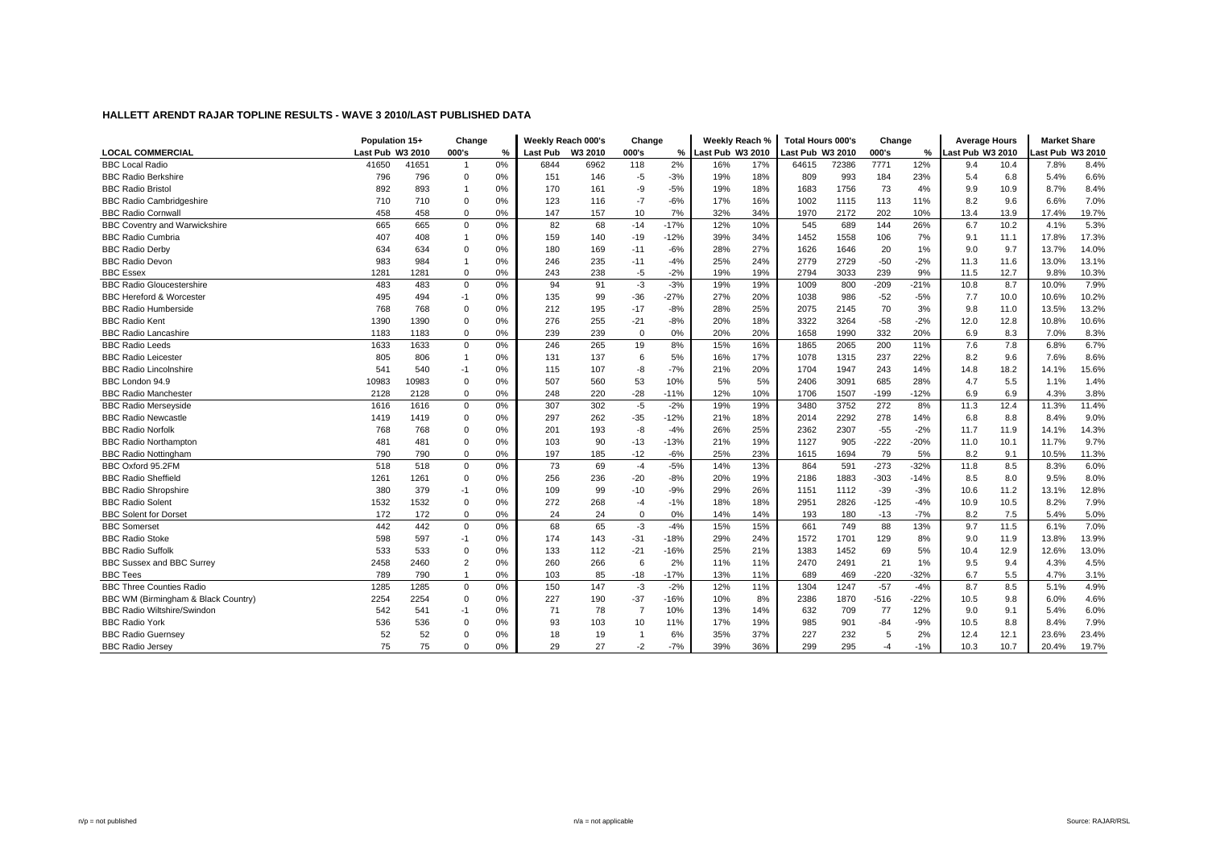# HALLETT ARENDT RAJAR TOPLINE RESULTS - WAVE 3 2010/LAST PUBLISHED DATA

| | Population 15+ | | Change | | Weekly Reach 000's | | Change | | Weekly Reach % | | Total Hours 000's | | Change | | Average Hours | | Market Share | |
|---|---|---|---|---|---|---|---|---|---|---|---|---|---|---|---|---|---|---|
| **LOCAL COMMERCIAL** | Last Pub | W3 2010 | 000's | % | Last Pub | W3 2010 | 000's | % | Last Pub | W3 2010 | Last Pub | W3 2010 | 000's | % | Last Pub | W3 2010 | Last Pub | W3 2010 |
| BBC Local Radio | 41650 | 41651 | 1 | 0% | 6844 | 6962 | 118 | 2% | 16% | 17% | 64615 | 72386 | 7771 | 12% | 9.4 | 10.4 | 7.8% | 8.4% |
| BBC Radio Berkshire | 796 | 796 | 0 | 0% | 151 | 146 | -5 | -3% | 19% | 18% | 809 | 993 | 184 | 23% | 5.4 | 6.8 | 5.4% | 6.6% |
| BBC Radio Bristol | 892 | 893 | 1 | 0% | 170 | 161 | -9 | -5% | 19% | 18% | 1683 | 1756 | 73 | 4% | 9.9 | 10.9 | 8.7% | 8.4% |
| BBC Radio Cambridgeshire | 710 | 710 | 0 | 0% | 123 | 116 | -7 | -6% | 17% | 16% | 1002 | 1115 | 113 | 11% | 8.2 | 9.6 | 6.6% | 7.0% |
| BBC Radio Cornwall | 458 | 458 | 0 | 0% | 147 | 157 | 10 | 7% | 32% | 34% | 1970 | 2172 | 202 | 10% | 13.4 | 13.9 | 17.4% | 19.7% |
| BBC Coventry and Warwickshire | 665 | 665 | 0 | 0% | 82 | 68 | -14 | -17% | 12% | 10% | 545 | 689 | 144 | 26% | 6.7 | 10.2 | 4.1% | 5.3% |
| BBC Radio Cumbria | 407 | 408 | 1 | 0% | 159 | 140 | -19 | -12% | 39% | 34% | 1452 | 1558 | 106 | 7% | 9.1 | 11.1 | 17.8% | 17.3% |
| BBC Radio Derby | 634 | 634 | 0 | 0% | 180 | 169 | -11 | -6% | 28% | 27% | 1626 | 1646 | 20 | 1% | 9.0 | 9.7 | 13.7% | 14.0% |
| BBC Radio Devon | 983 | 984 | 1 | 0% | 246 | 235 | -11 | -4% | 25% | 24% | 2779 | 2729 | -50 | -2% | 11.3 | 11.6 | 13.0% | 13.1% |
| BBC Essex | 1281 | 1281 | 0 | 0% | 243 | 238 | -5 | -2% | 19% | 19% | 2794 | 3033 | 239 | 9% | 11.5 | 12.7 | 9.8% | 10.3% |
| BBC Radio Gloucestershire | 483 | 483 | 0 | 0% | 94 | 91 | -3 | -3% | 19% | 19% | 1009 | 800 | -209 | -21% | 10.8 | 8.7 | 10.0% | 7.9% |
| BBC Hereford & Worcester | 495 | 494 | -1 | 0% | 135 | 99 | -36 | -27% | 27% | 20% | 1038 | 986 | -52 | -5% | 7.7 | 10.0 | 10.6% | 10.2% |
| BBC Radio Humberside | 768 | 768 | 0 | 0% | 212 | 195 | -17 | -8% | 28% | 25% | 2075 | 2145 | 70 | 3% | 9.8 | 11.0 | 13.5% | 13.2% |
| BBC Radio Kent | 1390 | 1390 | 0 | 0% | 276 | 255 | -21 | -8% | 20% | 18% | 3322 | 3264 | -58 | -2% | 12.0 | 12.8 | 10.8% | 10.6% |
| BBC Radio Lancashire | 1183 | 1183 | 0 | 0% | 239 | 239 | 0 | 0% | 20% | 20% | 1658 | 1990 | 332 | 20% | 6.9 | 8.3 | 7.0% | 8.3% |
| BBC Radio Leeds | 1633 | 1633 | 0 | 0% | 246 | 265 | 19 | 8% | 15% | 16% | 1865 | 2065 | 200 | 11% | 7.6 | 7.8 | 6.8% | 6.7% |
| BBC Radio Leicester | 805 | 806 | 1 | 0% | 131 | 137 | 6 | 5% | 16% | 17% | 1078 | 1315 | 237 | 22% | 8.2 | 9.6 | 7.6% | 8.6% |
| BBC Radio Lincolnshire | 541 | 540 | -1 | 0% | 115 | 107 | -8 | -7% | 21% | 20% | 1704 | 1947 | 243 | 14% | 14.8 | 18.2 | 14.1% | 15.6% |
| BBC London 94.9 | 10983 | 10983 | 0 | 0% | 507 | 560 | 53 | 10% | 5% | 5% | 2406 | 3091 | 685 | 28% | 4.7 | 5.5 | 1.1% | 1.4% |
| BBC Radio Manchester | 2128 | 2128 | 0 | 0% | 248 | 220 | -28 | -11% | 12% | 10% | 1706 | 1507 | -199 | -12% | 6.9 | 6.9 | 4.3% | 3.8% |
| BBC Radio Merseyside | 1616 | 1616 | 0 | 0% | 307 | 302 | -5 | -2% | 19% | 19% | 3480 | 3752 | 272 | 8% | 11.3 | 12.4 | 11.3% | 11.4% |
| BBC Radio Newcastle | 1419 | 1419 | 0 | 0% | 297 | 262 | -35 | -12% | 21% | 18% | 2014 | 2292 | 278 | 14% | 6.8 | 8.8 | 8.4% | 9.0% |
| BBC Radio Norfolk | 768 | 768 | 0 | 0% | 201 | 193 | -8 | -4% | 26% | 25% | 2362 | 2307 | -55 | -2% | 11.7 | 11.9 | 14.1% | 14.3% |
| BBC Radio Northampton | 481 | 481 | 0 | 0% | 103 | 90 | -13 | -13% | 21% | 19% | 1127 | 905 | -222 | -20% | 11.0 | 10.1 | 11.7% | 9.7% |
| BBC Radio Nottingham | 790 | 790 | 0 | 0% | 197 | 185 | -12 | -6% | 25% | 23% | 1615 | 1694 | 79 | 5% | 8.2 | 9.1 | 10.5% | 11.3% |
| BBC Oxford 95.2FM | 518 | 518 | 0 | 0% | 73 | 69 | -4 | -5% | 14% | 13% | 864 | 591 | -273 | -32% | 11.8 | 8.5 | 8.3% | 6.0% |
| BBC Radio Sheffield | 1261 | 1261 | 0 | 0% | 256 | 236 | -20 | -8% | 20% | 19% | 2186 | 1883 | -303 | -14% | 8.5 | 8.0 | 9.5% | 8.0% |
| BBC Radio Shropshire | 380 | 379 | -1 | 0% | 109 | 99 | -10 | -9% | 29% | 26% | 1151 | 1112 | -39 | -3% | 10.6 | 11.2 | 13.1% | 12.8% |
| BBC Radio Solent | 1532 | 1532 | 0 | 0% | 272 | 268 | -4 | -1% | 18% | 18% | 2951 | 2826 | -125 | -4% | 10.9 | 10.5 | 8.2% | 7.9% |
| BBC Solent for Dorset | 172 | 172 | 0 | 0% | 24 | 24 | 0 | 0% | 14% | 14% | 193 | 180 | -13 | -7% | 8.2 | 7.5 | 5.4% | 5.0% |
| BBC Somerset | 442 | 442 | 0 | 0% | 68 | 65 | -3 | -4% | 15% | 15% | 661 | 749 | 88 | 13% | 9.7 | 11.5 | 6.1% | 7.0% |
| BBC Radio Stoke | 598 | 597 | -1 | 0% | 174 | 143 | -31 | -18% | 29% | 24% | 1572 | 1701 | 129 | 8% | 9.0 | 11.9 | 13.8% | 13.9% |
| BBC Radio Suffolk | 533 | 533 | 0 | 0% | 133 | 112 | -21 | -16% | 25% | 21% | 1383 | 1452 | 69 | 5% | 10.4 | 12.9 | 12.6% | 13.0% |
| BBC Sussex and BBC Surrey | 2458 | 2460 | 2 | 0% | 260 | 266 | 6 | 2% | 11% | 11% | 2470 | 2491 | 21 | 1% | 9.5 | 9.4 | 4.3% | 4.5% |
| BBC Tees | 789 | 790 | 1 | 0% | 103 | 85 | -18 | -17% | 13% | 11% | 689 | 469 | -220 | -32% | 6.7 | 5.5 | 4.7% | 3.1% |
| BBC Three Counties Radio | 1285 | 1285 | 0 | 0% | 150 | 147 | -3 | -2% | 12% | 11% | 1304 | 1247 | -57 | -4% | 8.7 | 8.5 | 5.1% | 4.9% |
| BBC WM (Birmingham & Black Country) | 2254 | 2254 | 0 | 0% | 227 | 190 | -37 | -16% | 10% | 8% | 2386 | 1870 | -516 | -22% | 10.5 | 9.8 | 6.0% | 4.6% |
| BBC Radio Wiltshire/Swindon | 542 | 541 | -1 | 0% | 71 | 78 | 7 | 10% | 13% | 14% | 632 | 709 | 77 | 12% | 9.0 | 9.1 | 5.4% | 6.0% |
| BBC Radio York | 536 | 536 | 0 | 0% | 93 | 103 | 10 | 11% | 17% | 19% | 985 | 901 | -84 | -9% | 10.5 | 8.8 | 8.4% | 7.9% |
| BBC Radio Guernsey | 52 | 52 | 0 | 0% | 18 | 19 | 1 | 6% | 35% | 37% | 227 | 232 | 5 | 2% | 12.4 | 12.1 | 23.6% | 23.4% |
| BBC Radio Jersey | 75 | 75 | 0 | 0% | 29 | 27 | -2 | -7% | 39% | 36% | 299 | 295 | -4 | -1% | 10.3 | 10.7 | 20.4% | 19.7% |

n/p = not published  n/a = not applicable  Source: RAJAR/RSL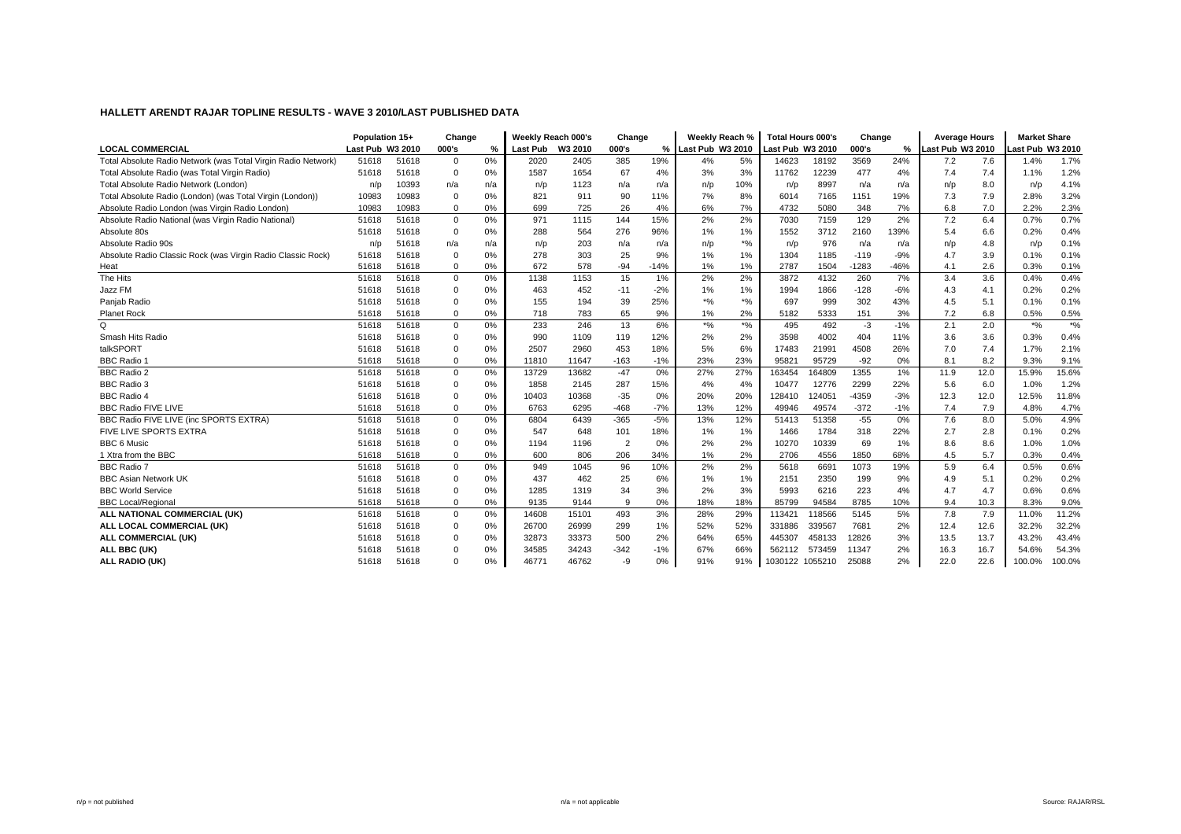## HALLETT ARENDT RAJAR TOPLINE RESULTS - WAVE 3 2010/LAST PUBLISHED DATA

| | Population 15+ | | Change | | Weekly Reach 000's | | Change | | Weekly Reach % | | Total Hours 000's | | Change | | Average Hours | | Market Share | |
|---|---|---|---|---|---|---|---|---|---|---|---|---|---|---|---|---|---|---|
| **LOCAL COMMERCIAL** | Last Pub | W3 2010 | 000's | % | Last Pub | W3 2010 | 000's | % | Last Pub | W3 2010 | Last Pub | W3 2010 | 000's | % | Last Pub | W3 2010 | Last Pub | W3 2010 |
| Total Absolute Radio Network (was Total Virgin Radio Network) | 51618 | 51618 | 0 | 0% | 2020 | 2405 | 385 | 19% | 4% | 5% | 14623 | 18192 | 3569 | 24% | 7.2 | 7.6 | 1.4% | 1.7% |
| Total Absolute Radio (was Total Virgin Radio) | 51618 | 51618 | 0 | 0% | 1587 | 1654 | 67 | 4% | 3% | 3% | 11762 | 12239 | 477 | 4% | 7.4 | 7.4 | 1.1% | 1.2% |
| Total Absolute Radio Network (London) | n/p | 10393 | n/a | n/a | n/p | 1123 | n/a | n/a | n/p | 10% | n/p | 8997 | n/a | n/a | n/p | 8.0 | n/p | 4.1% |
| Total Absolute Radio (London) (was Total Virgin (London)) | 10983 | 10983 | 0 | 0% | 821 | 911 | 90 | 11% | 7% | 8% | 6014 | 7165 | 1151 | 19% | 7.3 | 7.9 | 2.8% | 3.2% |
| Absolute Radio London (was Virgin Radio London) | 10983 | 10983 | 0 | 0% | 699 | 725 | 26 | 4% | 6% | 7% | 4732 | 5080 | 348 | 7% | 6.8 | 7.0 | 2.2% | 2.3% |
| Absolute Radio National (was Virgin Radio National) | 51618 | 51618 | 0 | 0% | 971 | 1115 | 144 | 15% | 2% | 2% | 7030 | 7159 | 129 | 2% | 7.2 | 6.4 | 0.7% | 0.7% |
| Absolute 80s | 51618 | 51618 | 0 | 0% | 288 | 564 | 276 | 96% | 1% | 1% | 1552 | 3712 | 2160 | 139% | 5.4 | 6.6 | 0.2% | 0.4% |
| Absolute Radio 90s | n/p | 51618 | n/a | n/a | n/p | 203 | n/a | n/a | n/p | *% | n/p | 976 | n/a | n/a | n/p | 4.8 | n/p | 0.1% |
| Absolute Radio Classic Rock (was Virgin Radio Classic Rock) | 51618 | 51618 | 0 | 0% | 278 | 303 | 25 | 9% | 1% | 1% | 1304 | 1185 | -119 | -9% | 4.7 | 3.9 | 0.1% | 0.1% |
| Heat | 51618 | 51618 | 0 | 0% | 672 | 578 | -94 | -14% | 1% | 1% | 2787 | 1504 | -1283 | -46% | 4.1 | 2.6 | 0.3% | 0.1% |
| The Hits | 51618 | 51618 | 0 | 0% | 1138 | 1153 | 15 | 1% | 2% | 2% | 3872 | 4132 | 260 | 7% | 3.4 | 3.6 | 0.4% | 0.4% |
| Jazz FM | 51618 | 51618 | 0 | 0% | 463 | 452 | -11 | -2% | 1% | 1% | 1994 | 1866 | -128 | -6% | 4.3 | 4.1 | 0.2% | 0.2% |
| Panjab Radio | 51618 | 51618 | 0 | 0% | 155 | 194 | 39 | 25% | *% | *% | 697 | 999 | 302 | 43% | 4.5 | 5.1 | 0.1% | 0.1% |
| Planet Rock | 51618 | 51618 | 0 | 0% | 718 | 783 | 65 | 9% | 1% | 2% | 5182 | 5333 | 151 | 3% | 7.2 | 6.8 | 0.5% | 0.5% |
| Q | 51618 | 51618 | 0 | 0% | 233 | 246 | 13 | 6% | *% | *% | 495 | 492 | -3 | -1% | 2.1 | 2.0 | *% | *% |
| Smash Hits Radio | 51618 | 51618 | 0 | 0% | 990 | 1109 | 119 | 12% | 2% | 2% | 3598 | 4002 | 404 | 11% | 3.6 | 3.6 | 0.3% | 0.4% |
| talkSPORT | 51618 | 51618 | 0 | 0% | 2507 | 2960 | 453 | 18% | 5% | 6% | 17483 | 21991 | 4508 | 26% | 7.0 | 7.4 | 1.7% | 2.1% |
| BBC Radio 1 | 51618 | 51618 | 0 | 0% | 11810 | 11647 | -163 | -1% | 23% | 23% | 95821 | 95729 | -92 | 0% | 8.1 | 8.2 | 9.3% | 9.1% |
| BBC Radio 2 | 51618 | 51618 | 0 | 0% | 13729 | 13682 | -47 | 0% | 27% | 27% | 163454 | 164809 | 1355 | 1% | 11.9 | 12.0 | 15.9% | 15.6% |
| BBC Radio 3 | 51618 | 51618 | 0 | 0% | 1858 | 2145 | 287 | 15% | 4% | 4% | 10477 | 12776 | 2299 | 22% | 5.6 | 6.0 | 1.0% | 1.2% |
| BBC Radio 4 | 51618 | 51618 | 0 | 0% | 10403 | 10368 | -35 | 0% | 20% | 20% | 128410 | 124051 | -4359 | -3% | 12.3 | 12.0 | 12.5% | 11.8% |
| BBC Radio FIVE LIVE | 51618 | 51618 | 0 | 0% | 6763 | 6295 | -468 | -7% | 13% | 12% | 49946 | 49574 | -372 | -1% | 7.4 | 7.9 | 4.8% | 4.7% |
| BBC Radio FIVE LIVE (inc SPORTS EXTRA) | 51618 | 51618 | 0 | 0% | 6804 | 6439 | -365 | -5% | 13% | 12% | 51413 | 51358 | -55 | 0% | 7.6 | 8.0 | 5.0% | 4.9% |
| FIVE LIVE SPORTS EXTRA | 51618 | 51618 | 0 | 0% | 547 | 648 | 101 | 18% | 1% | 1% | 1466 | 1784 | 318 | 22% | 2.7 | 2.8 | 0.1% | 0.2% |
| BBC 6 Music | 51618 | 51618 | 0 | 0% | 1194 | 1196 | 2 | 0% | 2% | 2% | 10270 | 10339 | 69 | 1% | 8.6 | 8.6 | 1.0% | 1.0% |
| 1 Xtra from the BBC | 51618 | 51618 | 0 | 0% | 600 | 806 | 206 | 34% | 1% | 2% | 2706 | 4556 | 1850 | 68% | 4.5 | 5.7 | 0.3% | 0.4% |
| BBC Radio 7 | 51618 | 51618 | 0 | 0% | 949 | 1045 | 96 | 10% | 2% | 2% | 5618 | 6691 | 1073 | 19% | 5.9 | 6.4 | 0.5% | 0.6% |
| BBC Asian Network UK | 51618 | 51618 | 0 | 0% | 437 | 462 | 25 | 6% | 1% | 1% | 2151 | 2350 | 199 | 9% | 4.9 | 5.1 | 0.2% | 0.2% |
| BBC World Service | 51618 | 51618 | 0 | 0% | 1285 | 1319 | 34 | 3% | 2% | 3% | 5993 | 6216 | 223 | 4% | 4.7 | 4.7 | 0.6% | 0.6% |
| BBC Local/Regional | 51618 | 51618 | 0 | 0% | 9135 | 9144 | 9 | 0% | 18% | 18% | 85799 | 94584 | 8785 | 10% | 9.4 | 10.3 | 8.3% | 9.0% |
| **ALL NATIONAL COMMERCIAL (UK)** | 51618 | 51618 | 0 | 0% | 14608 | 15101 | 493 | 3% | 28% | 29% | 113421 | 118566 | 5145 | 5% | 7.8 | 7.9 | 11.0% | 11.2% |
| **ALL LOCAL COMMERCIAL (UK)** | 51618 | 51618 | 0 | 0% | 26700 | 26999 | 299 | 1% | 52% | 52% | 331886 | 339567 | 7681 | 2% | 12.4 | 12.6 | 32.2% | 32.2% |
| **ALL COMMERCIAL (UK)** | 51618 | 51618 | 0 | 0% | 32873 | 33373 | 500 | 2% | 64% | 65% | 445307 | 458133 | 12826 | 3% | 13.5 | 13.7 | 43.2% | 43.4% |
| **ALL BBC (UK)** | 51618 | 51618 | 0 | 0% | 34585 | 34243 | -342 | -1% | 67% | 66% | 562112 | 573459 | 11347 | 2% | 16.3 | 16.7 | 54.6% | 54.3% |
| **ALL RADIO (UK)** | 51618 | 51618 | 0 | 0% | 46771 | 46762 | -9 | 0% | 91% | 91% | 1030122 | 1055210 | 25088 | 2% | 22.0 | 22.6 | 100.0% | 100.0% |

n/p = not published

n/a = not applicable

Source: RAJAR/RSL